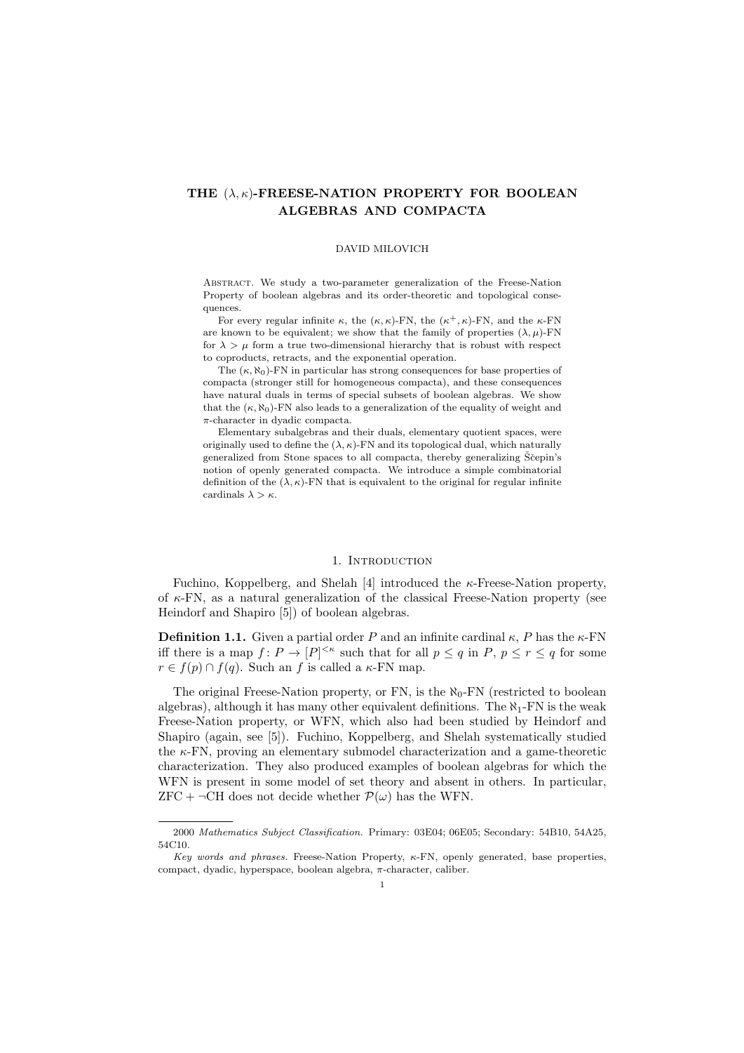# THE $(\lambda, \kappa)$-FREESE-NATION PROPERTY FOR BOOLEAN ALGEBRAS AND COMPACTA

DAVID MILOVICH

Abstract. We study a two-parameter generalization of the Freese-Nation Property of boolean algebras and its order-theoretic and topological consequences.

For every regular infinite $\kappa$, the $(\kappa, \kappa)$-FN, the $(\kappa^+, \kappa)$-FN, and the $\kappa$-FN are known to be equivalent; we show that the family of properties $(\lambda, \mu)$-FN for $\lambda > \mu$ form a true two-dimensional hierarchy that is robust with respect to coproducts, retracts, and the exponential operation.

The $(\kappa, \aleph_0)$-FN in particular has strong consequences for base properties of compacta (stronger still for homogeneous compacta), and these consequences have natural duals in terms of special subsets of boolean algebras. We show that the $(\kappa, \aleph_0)$-FN also leads to a generalization of the equality of weight and $\pi$-character in dyadic compacta.

Elementary subalgebras and their duals, elementary quotient spaces, were originally used to define the $(\lambda, \kappa)$-FN and its topological dual, which naturally generalized from Stone spaces to all compacta, thereby generalizing Ščepin's notion of openly generated compacta. We introduce a simple combinatorial definition of the $(\lambda, \kappa)$-FN that is equivalent to the original for regular infinite cardinals $\lambda > \kappa$.

## 1. Introduction

Fuchino, Koppelberg, and Shelah [4] introduced the $\kappa$-Freese-Nation property, of $\kappa$-FN, as a natural generalization of the classical Freese-Nation property (see Heindorf and Shapiro [5]) of boolean algebras.

**Definition 1.1.** Given a partial order $P$ and an infinite cardinal $\kappa$, $P$ has the $\kappa$-FN iff there is a map $f\colon P \to [P]^{<\kappa}$ such that for all $p \leq q$ in $P$, $p \leq r \leq q$ for some $r \in f(p) \cap f(q)$. Such an $f$ is called a $\kappa$-FN map.

The original Freese-Nation property, or FN, is the $\aleph_0$-FN (restricted to boolean algebras), although it has many other equivalent definitions. The $\aleph_1$-FN is the weak Freese-Nation property, or WFN, which also had been studied by Heindorf and Shapiro (again, see [5]). Fuchino, Koppelberg, and Shelah systematically studied the $\kappa$-FN, proving an elementary submodel characterization and a game-theoretic characterization. They also produced examples of boolean algebras for which the WFN is present in some model of set theory and absent in others. In particular, ZFC + $\neg$CH does not decide whether $\mathcal{P}(\omega)$ has the WFN.

---

2000 *Mathematics Subject Classification.* Primary: 03E04; 06E05; Secondary: 54B10, 54A25, 54C10.

*Key words and phrases.* Freese-Nation Property, $\kappa$-FN, openly generated, base properties, compact, dyadic, hyperspace, boolean algebra, $\pi$-character, caliber.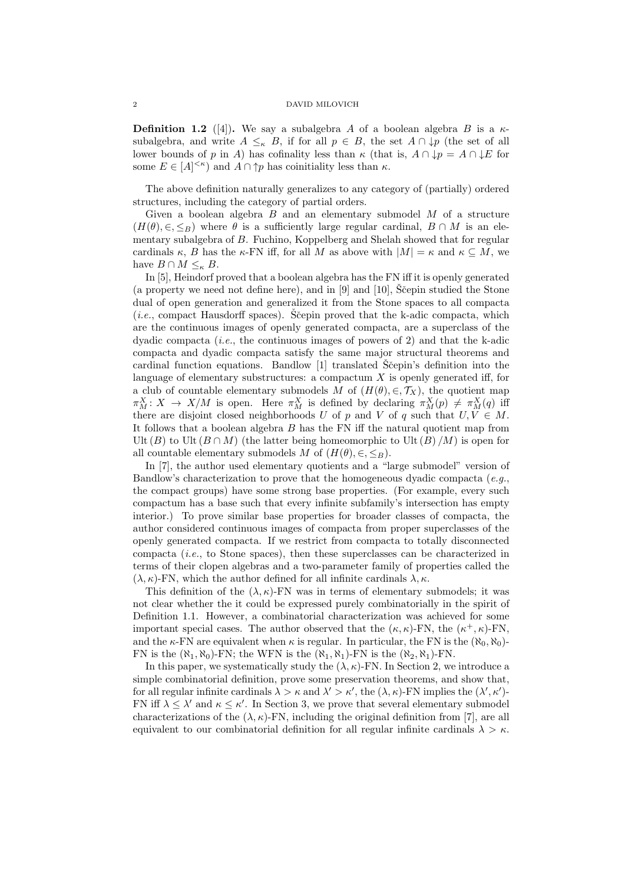**Definition 1.2** ([4])**.** We say a subalgebra $A$ of a boolean algebra $B$ is a $\kappa$-subalgebra, and write $A \leq_\kappa B$, if for all $p \in B$, the set $A \cap \downarrow p$ (the set of all lower bounds of $p$ in $A$) has cofinality less than $\kappa$ (that is, $A \cap \downarrow p = A \cap \downarrow E$ for some $E \in [A]^{<\kappa}$) and $A \cap \uparrow p$ has coinitiality less than $\kappa$.

The above definition naturally generalizes to any category of (partially) ordered structures, including the category of partial orders.

Given a boolean algebra $B$ and an elementary submodel $M$ of a structure $(H(\theta), \in, \leq_B)$ where $\theta$ is a sufficiently large regular cardinal, $B \cap M$ is an elementary subalgebra of $B$. Fuchino, Koppelberg and Shelah showed that for regular cardinals $\kappa$, $B$ has the $\kappa$-FN iff, for all $M$ as above with $|M| = \kappa$ and $\kappa \subseteq M$, we have $B \cap M \leq_\kappa B$.

In [5], Heindorf proved that a boolean algebra has the FN iff it is openly generated (a property we need not define here), and in [9] and [10], Ščepin studied the Stone dual of open generation and generalized it from the Stone spaces to all compacta (*i.e.*, compact Hausdorff spaces). Ščepin proved that the k-adic compacta, which are the continuous images of openly generated compacta, are a superclass of the dyadic compacta (*i.e.*, the continuous images of powers of 2) and that the k-adic compacta and dyadic compacta satisfy the same major structural theorems and cardinal function equations. Bandlow [1] translated Ščepin's definition into the language of elementary substructures: a compactum $X$ is openly generated iff, for a club of countable elementary submodels $M$ of $(H(\theta), \in, \mathcal{T}_X)$, the quotient map $\pi^X_M : X \to X/M$ is open. Here $\pi^X_M$ is defined by declaring $\pi^X_M(p) \neq \pi^X_M(q)$ iff there are disjoint closed neighborhoods $U$ of $p$ and $V$ of $q$ such that $U, V \in M$. It follows that a boolean algebra $B$ has the FN iff the natural quotient map from $\mathrm{Ult}(B)$ to $\mathrm{Ult}(B \cap M)$ (the latter being homeomorphic to $\mathrm{Ult}(B)/M$) is open for all countable elementary submodels $M$ of $(H(\theta), \in, \leq_B)$.

In [7], the author used elementary quotients and a "large submodel" version of Bandlow's characterization to prove that the homogeneous dyadic compacta (*e.g.*, the compact groups) have some strong base properties. (For example, every such compactum has a base such that every infinite subfamily's intersection has empty interior.) To prove similar base properties for broader classes of compacta, the author considered continuous images of compacta from proper superclasses of the openly generated compacta. If we restrict from compacta to totally disconnected compacta (*i.e.*, to Stone spaces), then these superclasses can be characterized in terms of their clopen algebras and a two-parameter family of properties called the $(\lambda, \kappa)$-FN, which the author defined for all infinite cardinals $\lambda, \kappa$.

This definition of the $(\lambda, \kappa)$-FN was in terms of elementary submodels; it was not clear whether the it could be expressed purely combinatorially in the spirit of Definition 1.1. However, a combinatorial characterization was achieved for some important special cases. The author observed that the $(\kappa, \kappa)$-FN, the $(\kappa^+, \kappa)$-FN, and the $\kappa$-FN are equivalent when $\kappa$ is regular. In particular, the FN is the $(\aleph_0, \aleph_0)$-FN is the $(\aleph_1, \aleph_0)$-FN; the WFN is the $(\aleph_1, \aleph_1)$-FN is the $(\aleph_2, \aleph_1)$-FN.

In this paper, we systematically study the $(\lambda, \kappa)$-FN. In Section 2, we introduce a simple combinatorial definition, prove some preservation theorems, and show that, for all regular infinite cardinals $\lambda > \kappa$ and $\lambda' > \kappa'$, the $(\lambda, \kappa)$-FN implies the $(\lambda', \kappa')$-FN iff $\lambda \leq \lambda'$ and $\kappa \leq \kappa'$. In Section 3, we prove that several elementary submodel characterizations of the $(\lambda, \kappa)$-FN, including the original definition from [7], are all equivalent to our combinatorial definition for all regular infinite cardinals $\lambda > \kappa$.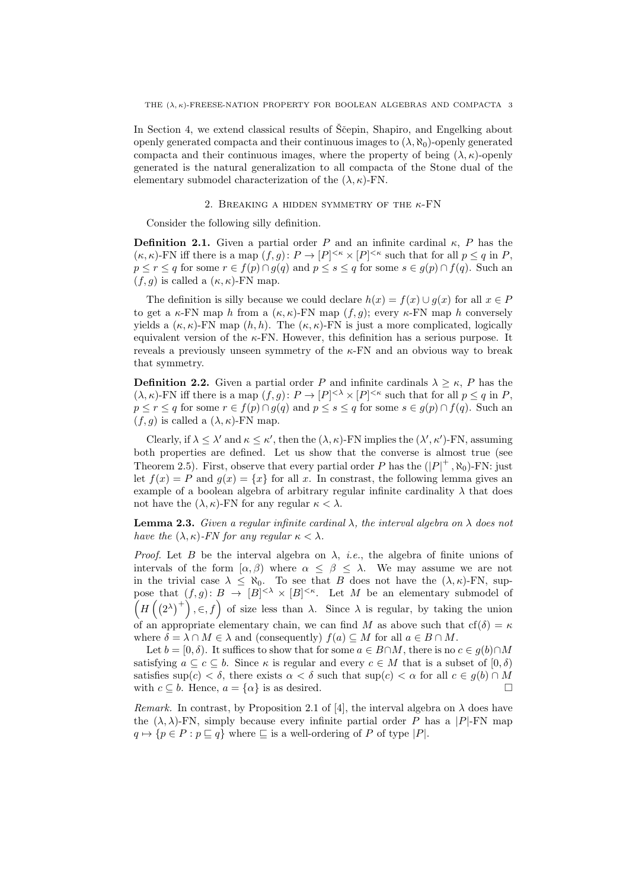In Section 4, we extend classical results of Ščepin, Shapiro, and Engelking about openly generated compacta and their continuous images to $(\lambda, \aleph_0)$-openly generated compacta and their continuous images, where the property of being $(\lambda, \kappa)$-openly generated is the natural generalization to all compacta of the Stone dual of the elementary submodel characterization of the $(\lambda, \kappa)$-FN.

## 2. Breaking a hidden symmetry of the $\kappa$-FN

Consider the following silly definition.

**Definition 2.1.** Given a partial order $P$ and an infinite cardinal $\kappa$, $P$ has the $(\kappa, \kappa)$-FN iff there is a map $(f, g)\colon P \to [P]^{<\kappa} \times [P]^{<\kappa}$ such that for all $p \leq q$ in $P$, $p \leq r \leq q$ for some $r \in f(p) \cap g(q)$ and $p \leq s \leq q$ for some $s \in g(p) \cap f(q)$. Such an $(f, g)$ is called a $(\kappa, \kappa)$-FN map.

The definition is silly because we could declare $h(x) = f(x) \cup g(x)$ for all $x \in P$ to get a $\kappa$-FN map $h$ from a $(\kappa, \kappa)$-FN map $(f, g)$; every $\kappa$-FN map $h$ conversely yields a $(\kappa, \kappa)$-FN map $(h, h)$. The $(\kappa, \kappa)$-FN is just a more complicated, logically equivalent version of the $\kappa$-FN. However, this definition has a serious purpose. It reveals a previously unseen symmetry of the $\kappa$-FN and an obvious way to break that symmetry.

**Definition 2.2.** Given a partial order $P$ and infinite cardinals $\lambda \geq \kappa$, $P$ has the $(\lambda, \kappa)$-FN iff there is a map $(f, g)\colon P \to [P]^{<\lambda} \times [P]^{<\kappa}$ such that for all $p \leq q$ in $P$, $p \leq r \leq q$ for some $r \in f(p) \cap g(q)$ and $p \leq s \leq q$ for some $s \in g(p) \cap f(q)$. Such an $(f, g)$ is called a $(\lambda, \kappa)$-FN map.

Clearly, if $\lambda \leq \lambda'$ and $\kappa \leq \kappa'$, then the $(\lambda, \kappa)$-FN implies the $(\lambda', \kappa')$-FN, assuming both properties are defined. Let us show that the converse is almost true (see Theorem 2.5). First, observe that every partial order $P$ has the $(|P|^+, \aleph_0)$-FN: just let $f(x) = P$ and $g(x) = \{x\}$ for all $x$. In contrast, the following lemma gives an example of a boolean algebra of arbitrary regular infinite cardinality $\lambda$ that does not have the $(\lambda, \kappa)$-FN for any regular $\kappa < \lambda$.

**Lemma 2.3.** *Given a regular infinite cardinal $\lambda$, the interval algebra on $\lambda$ does not have the $(\lambda, \kappa)$-FN for any regular $\kappa < \lambda$.*

*Proof.* Let $B$ be the interval algebra on $\lambda$, *i.e.*, the algebra of finite unions of intervals of the form $[\alpha, \beta)$ where $\alpha \leq \beta \leq \lambda$. We may assume we are not in the trivial case $\lambda \leq \aleph_0$. To see that $B$ does not have the $(\lambda, \kappa)$-FN, suppose that $(f, g)\colon B \to [B]^{<\lambda} \times [B]^{<\kappa}$. Let $M$ be an elementary submodel of $\left(H\left(\left(2^\lambda\right)^+\right), \in, f\right)$ of size less than $\lambda$. Since $\lambda$ is regular, by taking the union of an appropriate elementary chain, we can find $M$ as above such that $\mathrm{cf}(\delta) = \kappa$ where $\delta = \lambda \cap M \in \lambda$ and (consequently) $f(a) \subseteq M$ for all $a \in B \cap M$.

Let $b = [0, \delta)$. It suffices to show that for some $a \in B \cap M$, there is no $c \in g(b) \cap M$ satisfying $a \subseteq c \subseteq b$. Since $\kappa$ is regular and every $c \in M$ that is a subset of $[0, \delta)$ satisfies $\sup(c) < \delta$, there exists $\alpha < \delta$ such that $\sup(c) < \alpha$ for all $c \in g(b) \cap M$ with $c \subseteq b$. Hence, $a = \{\alpha\}$ is as desired. $\square$

*Remark.* In contrast, by Proposition 2.1 of [4], the interval algebra on $\lambda$ does have the $(\lambda, \lambda)$-FN, simply because every infinite partial order $P$ has a $|P|$-FN map $q \mapsto \{p \in P : p \sqsubseteq q\}$ where $\sqsubseteq$ is a well-ordering of $P$ of type $|P|$.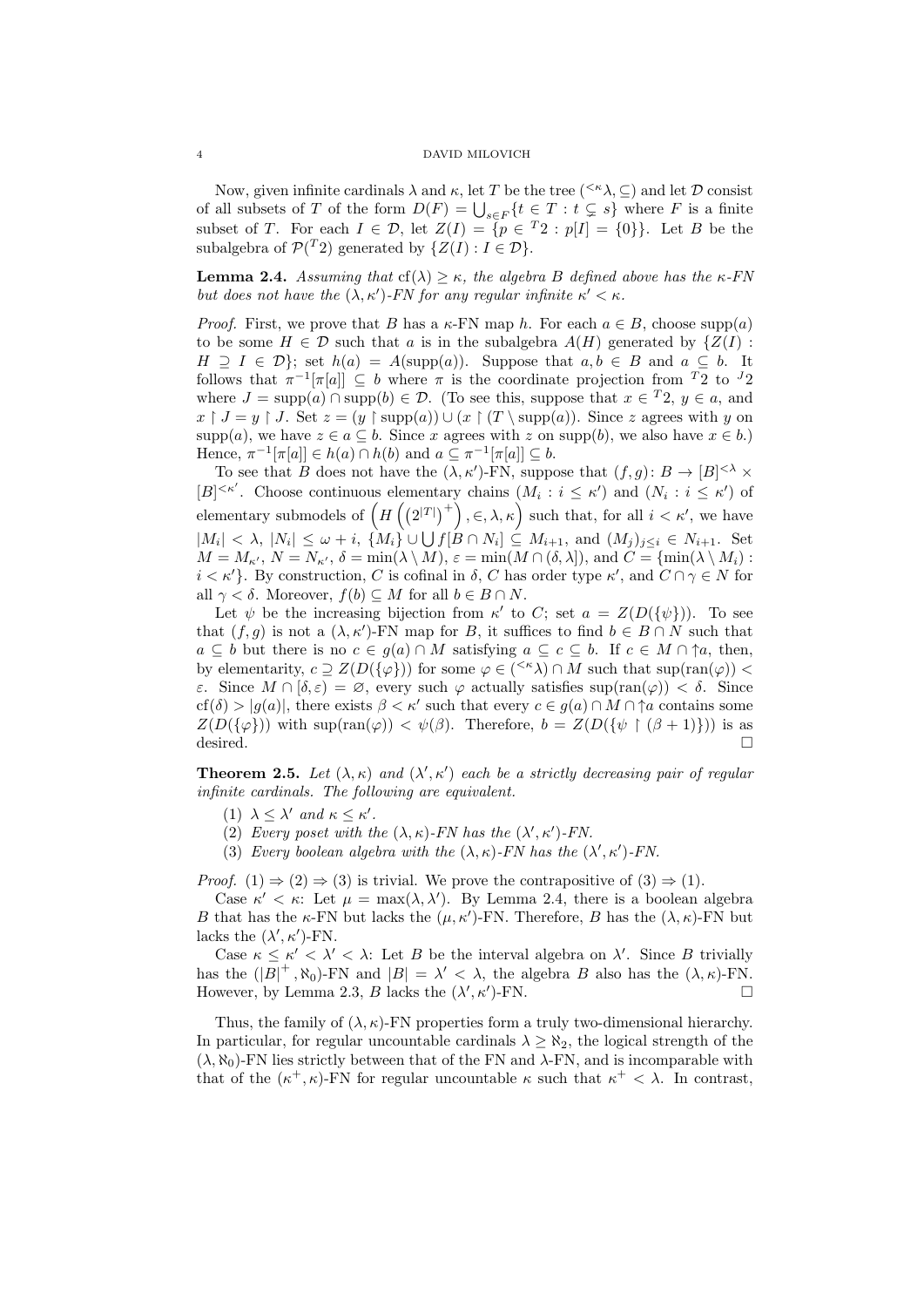Now, given infinite cardinals $\lambda$ and $\kappa$, let $T$ be the tree $({}^{<\kappa}\lambda, \subseteq)$ and let $\mathcal{D}$ consist of all subsets of $T$ of the form $D(F) = \bigcup_{s \in F}\{t \in T : t \subsetneq s\}$ where $F$ is a finite subset of $T$. For each $I \in \mathcal{D}$, let $Z(I) = \{p \in {}^{T}2 : p[I] = \{0\}\}$. Let $B$ be the subalgebra of $\mathcal{P}({}^{T}2)$ generated by $\{Z(I) : I \in \mathcal{D}\}$.

**Lemma 2.4.** *Assuming that* $\mathrm{cf}(\lambda) \geq \kappa$, *the algebra* $B$ *defined above has the* $\kappa$*-FN but does not have the* $(\lambda, \kappa')$*-FN for any regular infinite* $\kappa' < \kappa$.

*Proof.* First, we prove that $B$ has a $\kappa$-FN map $h$. For each $a \in B$, choose $\mathrm{supp}(a)$ to be some $H \in \mathcal{D}$ such that $a$ is in the subalgebra $A(H)$ generated by $\{Z(I) : H \supseteq I \in \mathcal{D}\}$; set $h(a) = A(\mathrm{supp}(a))$. Suppose that $a, b \in B$ and $a \subseteq b$. It follows that $\pi^{-1}[\pi[a]] \subseteq b$ where $\pi$ is the coordinate projection from ${}^{T}2$ to ${}^{J}2$ where $J = \mathrm{supp}(a) \cap \mathrm{supp}(b) \in \mathcal{D}$. (To see this, suppose that $x \in {}^{T}2$, $y \in a$, and $x \upharpoonright J = y \upharpoonright J$. Set $z = (y \upharpoonright \mathrm{supp}(a)) \cup (x \upharpoonright (T \setminus \mathrm{supp}(a))$. Since $z$ agrees with $y$ on $\mathrm{supp}(a)$, we have $z \in a \subseteq b$. Since $x$ agrees with $z$ on $\mathrm{supp}(b)$, we also have $x \in b$.) Hence, $\pi^{-1}[\pi[a]] \in h(a) \cap h(b)$ and $a \subseteq \pi^{-1}[\pi[a]] \subseteq b$.

To see that $B$ does not have the $(\lambda, \kappa')$-FN, suppose that $(f, g) \colon B \to [B]^{<\lambda} \times [B]^{<\kappa'}$. Choose continuous elementary chains $(M_i : i \leq \kappa')$ and $(N_i : i \leq \kappa')$ of elementary submodels of $\left(H\left(\left(2^{|T|}\right)^+\right), \in, \lambda, \kappa\right)$ such that, for all $i < \kappa'$, we have $|M_i| < \lambda$, $|N_i| \leq \omega + i$, $\{M_i\} \cup \bigcup f[B \cap N_i] \subseteq M_{i+1}$, and $(M_j)_{j \leq i} \in N_{i+1}$. Set $M = M_{\kappa'}$, $N = N_{\kappa'}$, $\delta = \min(\lambda \setminus M)$, $\varepsilon = \min(M \cap (\delta, \lambda])$, and $C = \{\min(\lambda \setminus M_i) : i < \kappa'\}$. By construction, $C$ is cofinal in $\delta$, $C$ has order type $\kappa'$, and $C \cap \gamma \in N$ for all $\gamma < \delta$. Moreover, $f(b) \subseteq M$ for all $b \in B \cap N$.

Let $\psi$ be the increasing bijection from $\kappa'$ to $C$; set $a = Z(D(\{\psi\}))$. To see that $(f, g)$ is not a $(\lambda, \kappa')$-FN map for $B$, it suffices to find $b \in B \cap N$ such that $a \subseteq b$ but there is no $c \in g(a) \cap M$ satisfying $a \subseteq c \subseteq b$. If $c \in M \cap \uparrow a$, then, by elementarity, $c \supseteq Z(D(\{\varphi\}))$ for some $\varphi \in ({}^{<\kappa}\lambda) \cap M$ such that $\sup(\mathrm{ran}(\varphi)) < \varepsilon$. Since $M \cap [\delta, \varepsilon) = \varnothing$, every such $\varphi$ actually satisfies $\sup(\mathrm{ran}(\varphi)) < \delta$. Since $\mathrm{cf}(\delta) > |g(a)|$, there exists $\beta < \kappa'$ such that every $c \in g(a) \cap M \cap \uparrow a$ contains some $Z(D(\{\varphi\}))$ with $\sup(\mathrm{ran}(\varphi)) < \psi(\beta)$. Therefore, $b = Z(D(\{\psi \upharpoonright (\beta + 1)\}))$ is as desired. $\square$

**Theorem 2.5.** *Let* $(\lambda, \kappa)$ *and* $(\lambda', \kappa')$ *each be a strictly decreasing pair of regular infinite cardinals. The following are equivalent.*

1. $\lambda \leq \lambda'$ *and* $\kappa \leq \kappa'$.
2. *Every poset with the* $(\lambda, \kappa)$*-FN has the* $(\lambda', \kappa')$*-FN.*
3. *Every boolean algebra with the* $(\lambda, \kappa)$*-FN has the* $(\lambda', \kappa')$*-FN.*

*Proof.* (1) $\Rightarrow$ (2) $\Rightarrow$ (3) is trivial. We prove the contrapositive of (3) $\Rightarrow$ (1).

Case $\kappa' < \kappa$: Let $\mu = \max(\lambda, \lambda')$. By Lemma 2.4, there is a boolean algebra $B$ that has the $\kappa$-FN but lacks the $(\mu, \kappa')$-FN. Therefore, $B$ has the $(\lambda, \kappa)$-FN but lacks the $(\lambda', \kappa')$-FN.

Case $\kappa \leq \kappa' < \lambda' < \lambda$: Let $B$ be the interval algebra on $\lambda'$. Since $B$ trivially has the $(|B|^+, \aleph_0)$-FN and $|B| = \lambda' < \lambda$, the algebra $B$ also has the $(\lambda, \kappa)$-FN. However, by Lemma 2.3, $B$ lacks the $(\lambda', \kappa')$-FN. $\square$

Thus, the family of $(\lambda, \kappa)$-FN properties form a truly two-dimensional hierarchy. In particular, for regular uncountable cardinals $\lambda \geq \aleph_2$, the logical strength of the $(\lambda, \aleph_0)$-FN lies strictly between that of the FN and $\lambda$-FN, and is incomparable with that of the $(\kappa^+, \kappa)$-FN for regular uncountable $\kappa$ such that $\kappa^+ < \lambda$. In contrast,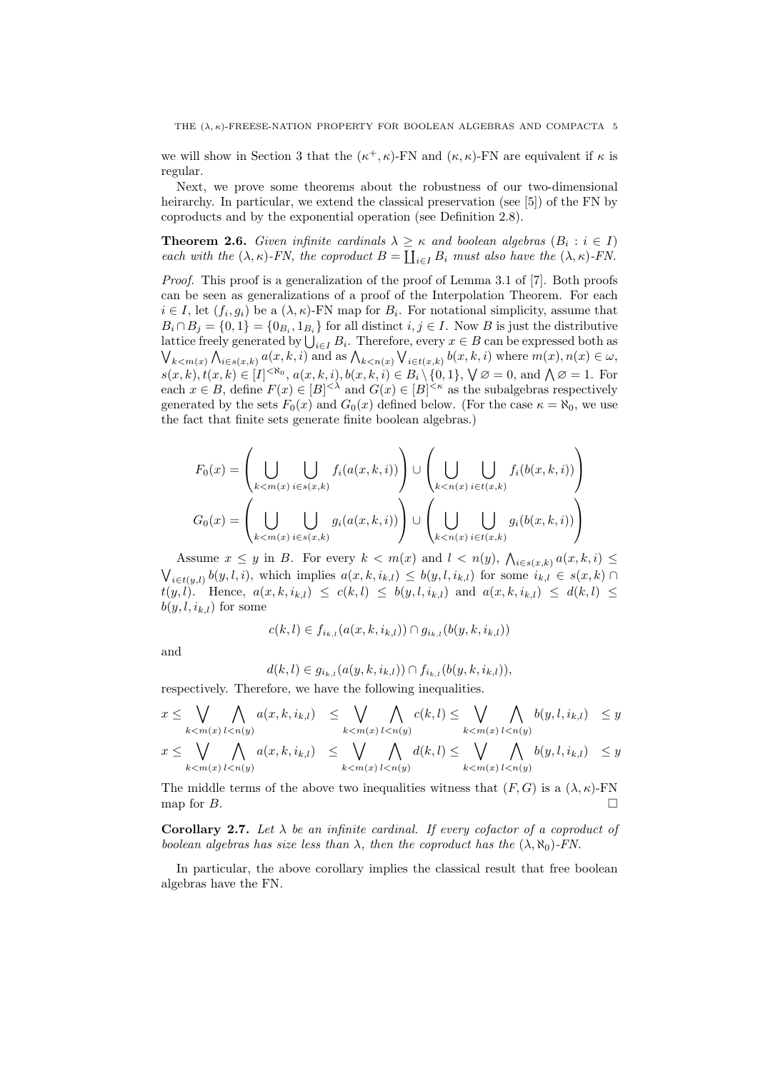we will show in Section 3 that the $(\kappa^+, \kappa)$-FN and $(\kappa, \kappa)$-FN are equivalent if $\kappa$ is regular.

Next, we prove some theorems about the robustness of our two-dimensional heirarchy. In particular, we extend the classical preservation (see [5]) of the FN by coproducts and by the exponential operation (see Definition 2.8).

**Theorem 2.6.** *Given infinite cardinals $\lambda \geq \kappa$ and boolean algebras $(B_i : i \in I)$ each with the $(\lambda, \kappa)$-FN, the coproduct $B = \coprod_{i \in I} B_i$ must also have the $(\lambda, \kappa)$-FN.*

*Proof.* This proof is a generalization of the proof of Lemma 3.1 of [7]. Both proofs can be seen as generalizations of a proof of the Interpolation Theorem. For each $i \in I$, let $(f_i, g_i)$ be a $(\lambda, \kappa)$-FN map for $B_i$. For notational simplicity, assume that $B_i \cap B_j = \{0, 1\} = \{0_{B_i}, 1_{B_i}\}$ for all distinct $i, j \in I$. Now $B$ is just the distributive lattice freely generated by $\bigcup_{i \in I} B_i$. Therefore, every $x \in B$ can be expressed both as $\bigvee_{k<m(x)} \bigwedge_{i \in s(x,k)} a(x, k, i)$ and as $\bigwedge_{k<n(x)} \bigvee_{i \in t(x,k)} b(x, k, i)$ where $m(x), n(x) \in \omega$, $s(x, k), t(x, k) \in [I]^{<\aleph_0}$, $a(x, k, i), b(x, k, i) \in B_i \setminus \{0, 1\}$, $\bigvee \varnothing = 0$, and $\bigwedge \varnothing = 1$. For each $x \in B$, define $F(x) \in [B]^{<\lambda}$ and $G(x) \in [B]^{<\kappa}$ as the subalgebras respectively generated by the sets $F_0(x)$ and $G_0(x)$ defined below. (For the case $\kappa = \aleph_0$, we use the fact that finite sets generate finite boolean algebras.)

$$F_0(x) = \left( \bigcup_{k<m(x)} \bigcup_{i \in s(x,k)} f_i(a(x, k, i)) \right) \cup \left( \bigcup_{k<n(x)} \bigcup_{i \in t(x,k)} f_i(b(x, k, i)) \right)$$

$$G_0(x) = \left( \bigcup_{k<m(x)} \bigcup_{i \in s(x,k)} g_i(a(x, k, i)) \right) \cup \left( \bigcup_{k<n(x)} \bigcup_{i \in t(x,k)} g_i(b(x, k, i)) \right)$$

Assume $x \leq y$ in $B$. For every $k < m(x)$ and $l < n(y)$, $\bigwedge_{i \in s(x,k)} a(x, k, i) \leq \bigvee_{i \in t(y,l)} b(y, l, i)$, which implies $a(x, k, i_{k,l}) \leq b(y, l, i_{k,l})$ for some $i_{k,l} \in s(x, k) \cap t(y, l)$. Hence, $a(x, k, i_{k,l}) \leq c(k, l) \leq b(y, l, i_{k,l})$ and $a(x, k, i_{k,l}) \leq d(k, l) \leq b(y, l, i_{k,l})$ for some

$$c(k, l) \in f_{i_{k,l}}(a(x, k, i_{k,l})) \cap g_{i_{k,l}}(b(y, k, i_{k,l}))$$

and

$$d(k, l) \in g_{i_{k,l}}(a(y, k, i_{k,l})) \cap f_{i_{k,l}}(b(y, k, i_{k,l})),$$

respectively. Therefore, we have the following inequalities.

$$x \leq \bigvee_{k<m(x)} \bigwedge_{l<n(y)} a(x, k, i_{k,l}) \quad \leq \bigvee_{k<m(x)} \bigwedge_{l<n(y)} c(k, l) \leq \bigvee_{k<m(x)} \bigwedge_{l<n(y)} b(y, l, i_{k,l}) \quad \leq y$$

$$x \leq \bigvee_{k<m(x)} \bigwedge_{l<n(y)} a(x, k, i_{k,l}) \quad \leq \bigvee_{k<m(x)} \bigwedge_{l<n(y)} d(k, l) \leq \bigvee_{k<m(x)} \bigwedge_{l<n(y)} b(y, l, i_{k,l}) \quad \leq y$$

The middle terms of the above two inequalities witness that $(F, G)$ is a $(\lambda, \kappa)$-FN map for $B$. □

**Corollary 2.7.** *Let $\lambda$ be an infinite cardinal. If every cofactor of a coproduct of boolean algebras has size less than $\lambda$, then the coproduct has the $(\lambda, \aleph_0)$-FN.*

In particular, the above corollary implies the classical result that free boolean algebras have the FN.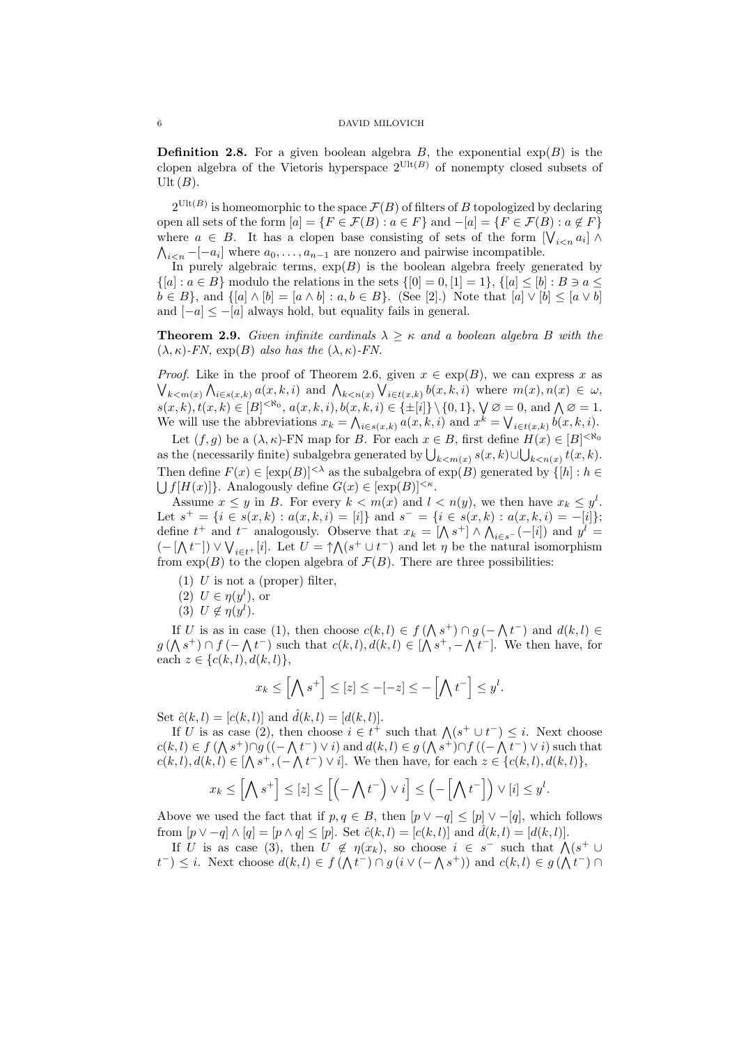**Definition 2.8.** For a given boolean algebra $B$, the exponential $\exp(B)$ is the clopen algebra of the Vietoris hyperspace $2^{\mathrm{Ult}(B)}$ of nonempty closed subsets of $\mathrm{Ult}(B)$.

$2^{\mathrm{Ult}(B)}$ is homeomorphic to the space $\mathcal{F}(B)$ of filters of $B$ topologized by declaring open all sets of the form $[a] = \{F \in \mathcal{F}(B) : a \in F\}$ and $-[a] = \{F \in \mathcal{F}(B) : a \notin F\}$ where $a \in B$. It has a clopen base consisting of sets of the form $[\bigvee_{i<n} a_i] \wedge \bigwedge_{i<n} -[-a_i]$ where $a_0, \ldots, a_{n-1}$ are nonzero and pairwise incompatible.

In purely algebraic terms, $\exp(B)$ is the boolean algebra freely generated by $\{[a] : a \in B\}$ modulo the relations in the sets $\{[0] = 0, [1] = 1\}$, $\{[a] \leq [b] : B \ni a \leq b \in B\}$, and $\{[a] \wedge [b] = [a \wedge b] : a, b \in B\}$. (See [2].) Note that $[a] \vee [b] \leq [a \vee b]$ and $[-a] \leq -[a]$ always hold, but equality fails in general.

**Theorem 2.9.** *Given infinite cardinals $\lambda \geq \kappa$ and a boolean algebra $B$ with the $(\lambda, \kappa)$-FN, $\exp(B)$ also has the $(\lambda, \kappa)$-FN.*

*Proof.* Like in the proof of Theorem 2.6, given $x \in \exp(B)$, we can express $x$ as $\bigvee_{k<m(x)} \bigwedge_{i \in s(x,k)} a(x, k, i)$ and $\bigwedge_{k<n(x)} \bigvee_{i \in t(x,k)} b(x, k, i)$ where $m(x), n(x) \in \omega$, $s(x, k), t(x, k) \in [B]^{<\aleph_0}$, $a(x, k, i), b(x, k, i) \in \{\pm[i]\} \setminus \{0, 1\}$, $\bigvee \varnothing = 0$, and $\bigwedge \varnothing = 1$. We will use the abbreviations $x_k = \bigwedge_{i \in s(x,k)} a(x, k, i)$ and $x^k = \bigvee_{i \in t(x,k)} b(x, k, i)$.

Let $(f, g)$ be a $(\lambda, \kappa)$-FN map for $B$. For each $x \in B$, first define $H(x) \in [B]^{<\aleph_0}$ as the (necessarily finite) subalgebra generated by $\bigcup_{k<m(x)} s(x, k) \cup \bigcup_{k<n(x)} t(x, k)$. Then define $F(x) \in [\exp(B)]^{<\lambda}$ as the subalgebra of $\exp(B)$ generated by $\{[h] : h \in \bigcup f[H(x)]\}$. Analogously define $G(x) \in [\exp(B)]^{<\kappa}$.

Assume $x \leq y$ in $B$. For every $k < m(x)$ and $l < n(y)$, we then have $x_k \leq y^l$. Let $s^+ = \{i \in s(x, k) : a(x, k, i) = [i]\}$ and $s^- = \{i \in s(x, k) : a(x, k, i) = -[i]\}$; define $t^+$ and $t^-$ analogously. Observe that $x_k = [\bigwedge s^+] \wedge \bigwedge_{i \in s^-}(-[i])$ and $y^l = (-[\bigwedge t^-]) \vee \bigvee_{i \in t^+}[i]$. Let $U = \uparrow\bigwedge(s^+ \cup t^-)$ and let $\eta$ be the natural isomorphism from $\exp(B)$ to the clopen algebra of $\mathcal{F}(B)$. There are three possibilities:

1. $U$ is not a (proper) filter,
2. $U \in \eta(y^l)$, or
3. $U \notin \eta(y^l)$.

If $U$ is as in case (1), then choose $c(k, l) \in f(\bigwedge s^+) \cap g(-\bigwedge t^-)$ and $d(k, l) \in g(\bigwedge s^+) \cap f(-\bigwedge t^-)$ such that $c(k, l), d(k, l) \in [\bigwedge s^+, -\bigwedge t^-]$. We then have, for each $z \in \{c(k, l), d(k, l)\}$,

$$x_k \leq \left[\bigwedge s^+\right] \leq [z] \leq -[-z] \leq -\left[\bigwedge t^-\right] \leq y^l.$$

Set $\hat{c}(k, l) = [c(k, l)]$ and $\hat{d}(k, l) = [d(k, l)]$.

If $U$ is as case (2), then choose $i \in t^+$ such that $\bigwedge(s^+ \cup t^-) \leq i$. Next choose $c(k, l) \in f(\bigwedge s^+) \cap g((-\bigwedge t^-) \vee i)$ and $d(k, l) \in g(\bigwedge s^+) \cap f((-\bigwedge t^-) \vee i)$ such that $c(k, l), d(k, l) \in [\bigwedge s^+, (-\bigwedge t^-) \vee i]$. We then have, for each $z \in \{c(k, l), d(k, l)\}$,

$$x_k \leq \left[\bigwedge s^+\right] \leq [z] \leq \left[\left(-\bigwedge t^-\right) \vee i\right] \leq \left(-\left[\bigwedge t^-\right]\right) \vee [i] \leq y^l.$$

Above we used the fact that if $p, q \in B$, then $[p \vee -q] \leq [p] \vee -[q]$, which follows from $[p \vee -q] \wedge [q] = [p \wedge q] \leq [p]$. Set $\hat{c}(k, l) = [c(k, l)]$ and $\hat{d}(k, l) = [d(k, l)]$.

If $U$ is as case (3), then $U \notin \eta(x_k)$, so choose $i \in s^-$ such that $\bigwedge(s^+ \cup t^-) \leq i$. Next choose $d(k, l) \in f(\bigwedge t^-) \cap g(i \vee (-\bigwedge s^+))$ and $c(k, l) \in g(\bigwedge t^-) \cap$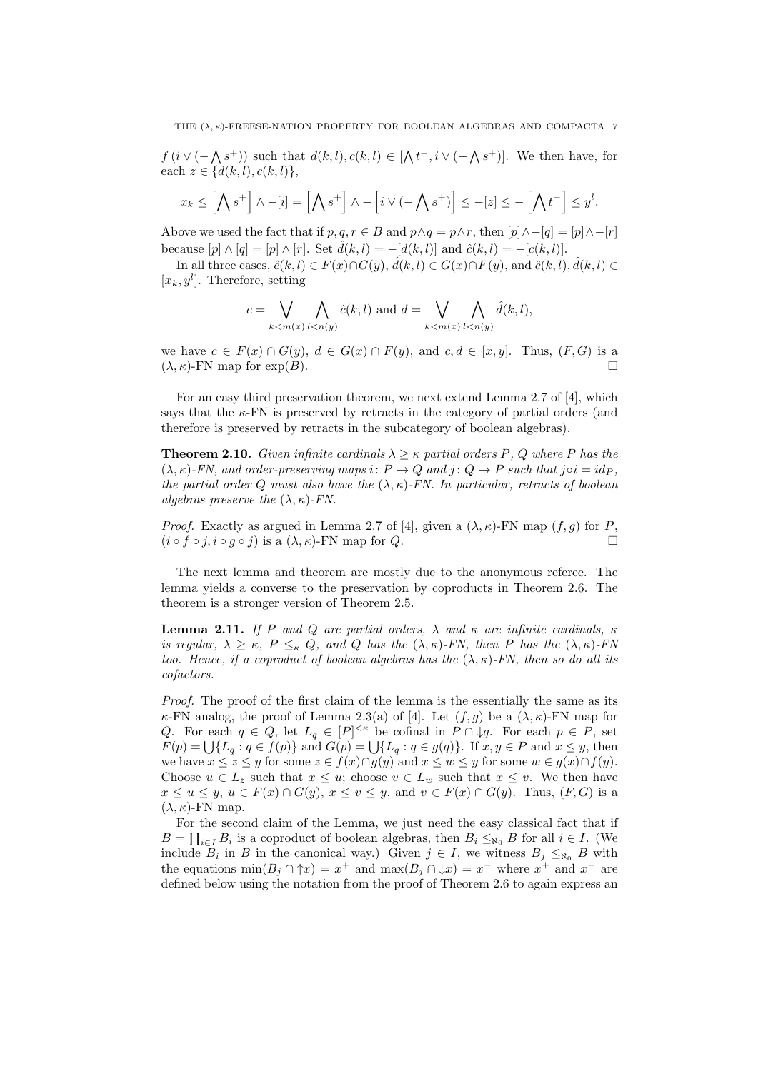$f\left(i \vee \left(-\bigwedge s^+\right)\right)$ such that $d(k,l), c(k,l) \in \left[\bigwedge t^-, i \vee \left(-\bigwedge s^+\right)\right]$. We then have, for each $z \in \{d(k,l), c(k,l)\}$,

$$x_k \leq \left[\bigwedge s^+\right] \wedge -[i] = \left[\bigwedge s^+\right] \wedge -\left[i \vee \left(-\bigwedge s^+\right)\right] \leq -[z] \leq -\left[\bigwedge t^-\right] \leq y^l.$$

Above we used the fact that if $p, q, r \in B$ and $p \wedge q = p \wedge r$, then $[p] \wedge -[q] = [p] \wedge -[r]$ because $[p] \wedge [q] = [p] \wedge [r]$. Set $\hat{d}(k,l) = -[d(k,l)]$ and $\hat{c}(k,l) = -[c(k,l)]$.

In all three cases, $\hat{c}(k,l) \in F(x) \cap G(y)$, $\hat{d}(k,l) \in G(x) \cap F(y)$, and $\hat{c}(k,l), \hat{d}(k,l) \in [x_k, y^l]$. Therefore, setting

$$c = \bigvee_{k<m(x)} \bigwedge_{l<n(y)} \hat{c}(k,l) \text{ and } d = \bigvee_{k<m(x)} \bigwedge_{l<n(y)} \hat{d}(k,l),$$

we have $c \in F(x) \cap G(y)$, $d \in G(x) \cap F(y)$, and $c, d \in [x, y]$. Thus, $(F, G)$ is a $(\lambda, \kappa)$-FN map for $\exp(B)$. □

For an easy third preservation theorem, we next extend Lemma 2.7 of [4], which says that the $\kappa$-FN is preserved by retracts in the category of partial orders (and therefore is preserved by retracts in the subcategory of boolean algebras).

**Theorem 2.10.** *Given infinite cardinals $\lambda \geq \kappa$ partial orders $P$, $Q$ where $P$ has the $(\lambda, \kappa)$-FN, and order-preserving maps $i \colon P \to Q$ and $j \colon Q \to P$ such that $j \circ i = id_P$, the partial order $Q$ must also have the $(\lambda, \kappa)$-FN. In particular, retracts of boolean algebras preserve the $(\lambda, \kappa)$-FN.*

*Proof.* Exactly as argued in Lemma 2.7 of [4], given a $(\lambda, \kappa)$-FN map $(f, g)$ for $P$, $(i \circ f \circ j, i \circ g \circ j)$ is a $(\lambda, \kappa)$-FN map for $Q$. □

The next lemma and theorem are mostly due to the anonymous referee. The lemma yields a converse to the preservation by coproducts in Theorem 2.6. The theorem is a stronger version of Theorem 2.5.

**Lemma 2.11.** *If $P$ and $Q$ are partial orders, $\lambda$ and $\kappa$ are infinite cardinals, $\kappa$ is regular, $\lambda \geq \kappa$, $P \leq_\kappa Q$, and $Q$ has the $(\lambda, \kappa)$-FN, then $P$ has the $(\lambda, \kappa)$-FN too. Hence, if a coproduct of boolean algebras has the $(\lambda, \kappa)$-FN, then so do all its cofactors.*

*Proof.* The proof of the first claim of the lemma is the essentially the same as its $\kappa$-FN analog, the proof of Lemma 2.3(a) of [4]. Let $(f, g)$ be a $(\lambda, \kappa)$-FN map for $Q$. For each $q \in Q$, let $L_q \in [P]^{<\kappa}$ be cofinal in $P \cap \downarrow q$. For each $p \in P$, set $F(p) = \bigcup\{L_q : q \in f(p)\}$ and $G(p) = \bigcup\{L_q : q \in g(q)\}$. If $x, y \in P$ and $x \leq y$, then we have $x \leq z \leq y$ for some $z \in f(x) \cap g(y)$ and $x \leq w \leq y$ for some $w \in g(x) \cap f(y)$. Choose $u \in L_z$ such that $x \leq u$; choose $v \in L_w$ such that $x \leq v$. We then have $x \leq u \leq y$, $u \in F(x) \cap G(y)$, $x \leq v \leq y$, and $v \in F(x) \cap G(y)$. Thus, $(F, G)$ is a $(\lambda, \kappa)$-FN map.

For the second claim of the Lemma, we just need the easy classical fact that if $B = \coprod_{i \in I} B_i$ is a coproduct of boolean algebras, then $B_i \leq_{\aleph_0} B$ for all $i \in I$. (We include $B_i$ in $B$ in the canonical way.) Given $j \in I$, we witness $B_j \leq_{\aleph_0} B$ with the equations $\min(B_j \cap \uparrow x) = x^+$ and $\max(B_j \cap \downarrow x) = x^-$ where $x^+$ and $x^-$ are defined below using the notation from the proof of Theorem 2.6 to again express an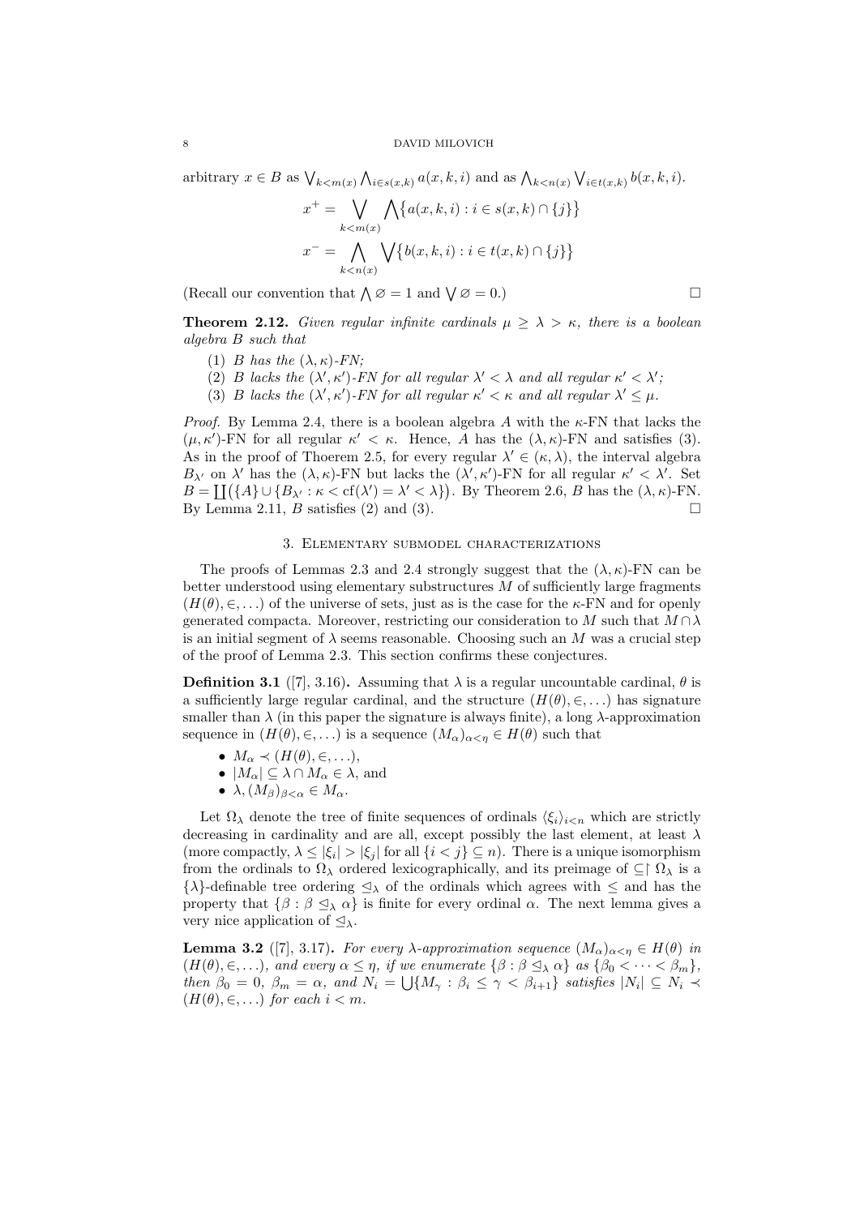arbitrary $x \in B$ as $\bigvee_{k<m(x)} \bigwedge_{i \in s(x,k)} a(x,k,i)$ and as $\bigwedge_{k<n(x)} \bigvee_{i \in t(x,k)} b(x,k,i)$.

$$x^+ = \bigvee_{k<m(x)} \bigwedge \{a(x,k,i) : i \in s(x,k) \cap \{j\}\}$$

$$x^- = \bigwedge_{k<n(x)} \bigvee \{b(x,k,i) : i \in t(x,k) \cap \{j\}\}$$

(Recall our convention that $\bigwedge \varnothing = 1$ and $\bigvee \varnothing = 0$.) $\square$

**Theorem 2.12.** *Given regular infinite cardinals $\mu \geq \lambda > \kappa$, there is a boolean algebra $B$ such that*

1. *$B$ has the $(\lambda, \kappa)$-FN;*
2. *$B$ lacks the $(\lambda', \kappa')$-FN for all regular $\lambda' < \lambda$ and all regular $\kappa' < \lambda'$;*
3. *$B$ lacks the $(\lambda', \kappa')$-FN for all regular $\kappa' < \kappa$ and all regular $\lambda' \leq \mu$.*

*Proof.* By Lemma 2.4, there is a boolean algebra $A$ with the $\kappa$-FN that lacks the $(\mu, \kappa')$-FN for all regular $\kappa' < \kappa$. Hence, $A$ has the $(\lambda, \kappa)$-FN and satisfies (3). As in the proof of Thoerem 2.5, for every regular $\lambda' \in (\kappa, \lambda)$, the interval algebra $B_{\lambda'}$ on $\lambda'$ has the $(\lambda, \kappa)$-FN but lacks the $(\lambda', \kappa')$-FN for all regular $\kappa' < \lambda'$. Set $B = \coprod\big(\{A\} \cup \{B_{\lambda'} : \kappa < \mathrm{cf}(\lambda') = \lambda' < \lambda\}\big)$. By Theorem 2.6, $B$ has the $(\lambda, \kappa)$-FN. By Lemma 2.11, $B$ satisfies (2) and (3). $\square$

## 3. Elementary submodel characterizations

The proofs of Lemmas 2.3 and 2.4 strongly suggest that the $(\lambda, \kappa)$-FN can be better understood using elementary substructures $M$ of sufficiently large fragments $(H(\theta), \in, \dots)$ of the universe of sets, just as is the case for the $\kappa$-FN and for openly generated compacta. Moreover, restricting our consideration to $M$ such that $M \cap \lambda$ is an initial segment of $\lambda$ seems reasonable. Choosing such an $M$ was a crucial step of the proof of Lemma 2.3. This section confirms these conjectures.

**Definition 3.1** ([7], 3.16)**.** Assuming that $\lambda$ is a regular uncountable cardinal, $\theta$ is a sufficiently large regular cardinal, and the structure $(H(\theta), \in, \dots)$ has signature smaller than $\lambda$ (in this paper the signature is always finite), a long $\lambda$-approximation sequence in $(H(\theta), \in, \dots)$ is a sequence $(M_\alpha)_{\alpha<\eta} \in H(\theta)$ such that

- $M_\alpha \prec (H(\theta), \in, \dots)$,
- $|M_\alpha| \subseteq \lambda \cap M_\alpha \in \lambda$, and
- $\lambda, (M_\beta)_{\beta<\alpha} \in M_\alpha$.

Let $\Omega_\lambda$ denote the tree of finite sequences of ordinals $\langle \xi_i \rangle_{i<n}$ which are strictly decreasing in cardinality and are all, except possibly the last element, at least $\lambda$ (more compactly, $\lambda \leq |\xi_i| > |\xi_j|$ for all $\{i < j\} \subseteq n$). There is a unique isomorphism from the ordinals to $\Omega_\lambda$ ordered lexicographically, and its preimage of $\subseteq\restriction \Omega_\lambda$ is a $\{\lambda\}$-definable tree ordering $\trianglelefteq_\lambda$ of the ordinals which agrees with $\leq$ and has the property that $\{\beta : \beta \trianglelefteq_\lambda \alpha\}$ is finite for every ordinal $\alpha$. The next lemma gives a very nice application of $\trianglelefteq_\lambda$.

**Lemma 3.2** ([7], 3.17)**.** *For every $\lambda$-approximation sequence $(M_\alpha)_{\alpha<\eta} \in H(\theta)$ in $(H(\theta), \in, \dots)$, and every $\alpha \leq \eta$, if we enumerate $\{\beta : \beta \trianglelefteq_\lambda \alpha\}$ as $\{\beta_0 < \dots < \beta_m\}$, then $\beta_0 = 0$, $\beta_m = \alpha$, and $N_i = \bigcup\{M_\gamma : \beta_i \leq \gamma < \beta_{i+1}\}$ satisfies $|N_i| \subseteq N_i \prec (H(\theta), \in, \dots)$ for each $i < m$.*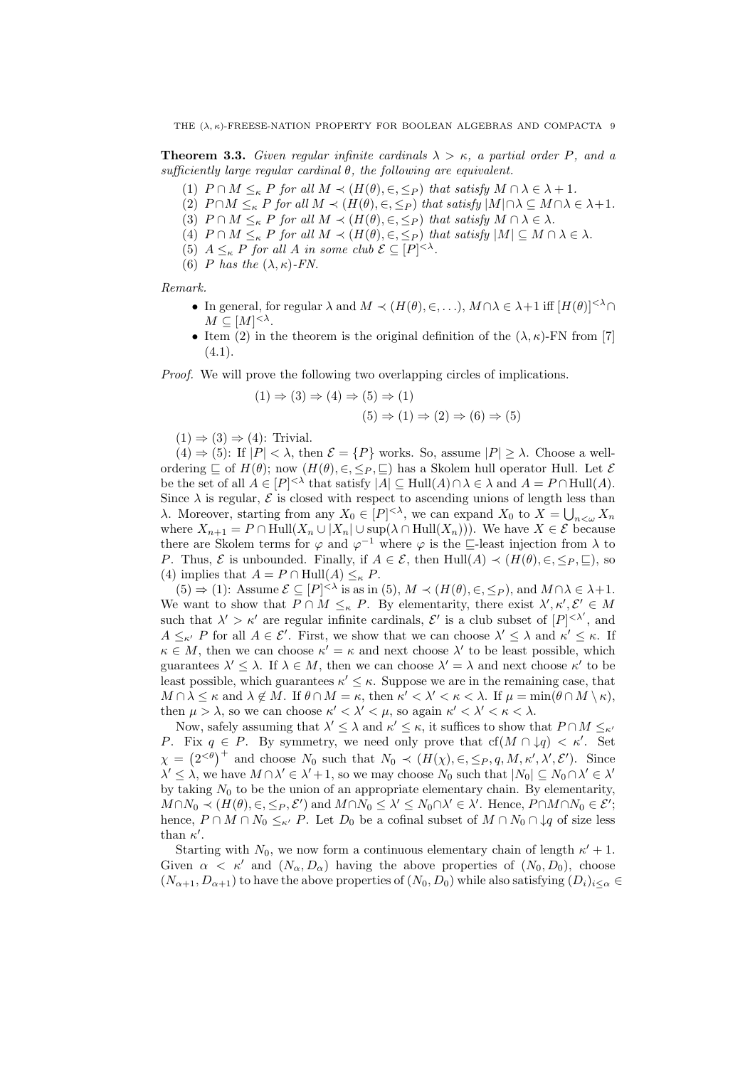**Theorem 3.3.** *Given regular infinite cardinals $\lambda > \kappa$, a partial order $P$, and a sufficiently large regular cardinal $\theta$, the following are equivalent.*

1. $P \cap M \leq_\kappa P$ *for all* $M \prec (H(\theta), \in, \leq_P)$ *that satisfy* $M \cap \lambda \in \lambda + 1$.
2. $P \cap M \leq_\kappa P$ *for all* $M \prec (H(\theta), \in, \leq_P)$ *that satisfy* $|M| \cap \lambda \subseteq M \cap \lambda \in \lambda+1$.
3. $P \cap M \leq_\kappa P$ *for all* $M \prec (H(\theta), \in, \leq_P)$ *that satisfy* $M \cap \lambda \in \lambda$.
4. $P \cap M \leq_\kappa P$ *for all* $M \prec (H(\theta), \in, \leq_P)$ *that satisfy* $|M| \subseteq M \cap \lambda \in \lambda$.
5. $A \leq_\kappa P$ *for all* $A$ *in some club* $\mathcal{E} \subseteq [P]^{<\lambda}$.
6. $P$ *has the* $(\lambda, \kappa)$*-FN.*

*Remark.*

- In general, for regular $\lambda$ and $M \prec (H(\theta), \in, \ldots)$, $M \cap \lambda \in \lambda + 1$ iff $[H(\theta)]^{<\lambda} \cap M \subseteq [M]^{<\lambda}$.
- Item (2) in the theorem is the original definition of the $(\lambda, \kappa)$-FN from [7] (4.1).

*Proof.* We will prove the following two overlapping circles of implications.

$$(1) \Rightarrow (3) \Rightarrow (4) \Rightarrow (5) \Rightarrow (1)$$
$$(5) \Rightarrow (1) \Rightarrow (2) \Rightarrow (6) \Rightarrow (5)$$

$(1) \Rightarrow (3) \Rightarrow (4)$: Trivial.

$(4) \Rightarrow (5)$: If $|P| < \lambda$, then $\mathcal{E} = \{P\}$ works. So, assume $|P| \geq \lambda$. Choose a well-ordering $\sqsubseteq$ of $H(\theta)$; now $(H(\theta), \in, \leq_P, \sqsubseteq)$ has a Skolem hull operator Hull. Let $\mathcal{E}$ be the set of all $A \in [P]^{<\lambda}$ that satisfy $|A| \subseteq \mathrm{Hull}(A) \cap \lambda \in \lambda$ and $A = P \cap \mathrm{Hull}(A)$. Since $\lambda$ is regular, $\mathcal{E}$ is closed with respect to ascending unions of length less than $\lambda$. Moreover, starting from any $X_0 \in [P]^{<\lambda}$, we can expand $X_0$ to $X = \bigcup_{n<\omega} X_n$ where $X_{n+1} = P \cap \mathrm{Hull}(X_n \cup |X_n| \cup \sup(\lambda \cap \mathrm{Hull}(X_n)))$. We have $X \in \mathcal{E}$ because there are Skolem terms for $\varphi$ and $\varphi^{-1}$ where $\varphi$ is the $\sqsubseteq$-least injection from $\lambda$ to $P$. Thus, $\mathcal{E}$ is unbounded. Finally, if $A \in \mathcal{E}$, then $\mathrm{Hull}(A) \prec (H(\theta), \in, \leq_P, \sqsubseteq)$, so (4) implies that $A = P \cap \mathrm{Hull}(A) \leq_\kappa P$.

$(5) \Rightarrow (1)$: Assume $\mathcal{E} \subseteq [P]^{<\lambda}$ is as in (5), $M \prec (H(\theta), \in, \leq_P)$, and $M \cap \lambda \in \lambda + 1$. We want to show that $P \cap M \leq_\kappa P$. By elementarity, there exist $\lambda', \kappa', \mathcal{E}' \in M$ such that $\lambda' > \kappa'$ are regular infinite cardinals, $\mathcal{E}'$ is a club subset of $[P]^{<\lambda'}$, and $A \leq_{\kappa'} P$ for all $A \in \mathcal{E}'$. First, we show that we can choose $\lambda' \leq \lambda$ and $\kappa' \leq \kappa$. If $\kappa \in M$, then we can choose $\kappa' = \kappa$ and next choose $\lambda'$ to be least possible, which guarantees $\lambda' \leq \lambda$. If $\lambda \in M$, then we can choose $\lambda' = \lambda$ and next choose $\kappa'$ to be least possible, which guarantees $\kappa' \leq \kappa$. Suppose we are in the remaining case, that $M \cap \lambda \leq \kappa$ and $\lambda \notin M$. If $\theta \cap M = \kappa$, then $\kappa' < \lambda' < \kappa < \lambda$. If $\mu = \min(\theta \cap M \setminus \kappa)$, then $\mu > \lambda$, so we can choose $\kappa' < \lambda' < \mu$, so again $\kappa' < \lambda' < \kappa < \lambda$.

Now, safely assuming that $\lambda' \leq \lambda$ and $\kappa' \leq \kappa$, it suffices to show that $P \cap M \leq_{\kappa'} P$. Fix $q \in P$. By symmetry, we need only prove that $\mathrm{cf}(M \cap \downarrow q) < \kappa'$. Set $\chi = \left(2^{<\theta}\right)^+$ and choose $N_0$ such that $N_0 \prec (H(\chi), \in, \leq_P, q, M, \kappa', \lambda', \mathcal{E}')$. Since $\lambda' \leq \lambda$, we have $M \cap \lambda' \in \lambda' + 1$, so we may choose $N_0$ such that $|N_0| \subseteq N_0 \cap \lambda' \in \lambda'$ by taking $N_0$ to be the union of an appropriate elementary chain. By elementarity, $M \cap N_0 \prec (H(\theta), \in, \leq_P, \mathcal{E}')$ and $M \cap N_0 \leq \lambda' \leq N_0 \cap \lambda' \in \lambda'$. Hence, $P \cap M \cap N_0 \in \mathcal{E}'$; hence, $P \cap M \cap N_0 \leq_{\kappa'} P$. Let $D_0$ be a cofinal subset of $M \cap N_0 \cap \downarrow q$ of size less than $\kappa'$.

Starting with $N_0$, we now form a continuous elementary chain of length $\kappa' + 1$. Given $\alpha < \kappa'$ and $(N_\alpha, D_\alpha)$ having the above properties of $(N_0, D_0)$, choose $(N_{\alpha+1}, D_{\alpha+1})$ to have the above properties of $(N_0, D_0)$ while also satisfying $(D_i)_{i \leq \alpha} \in$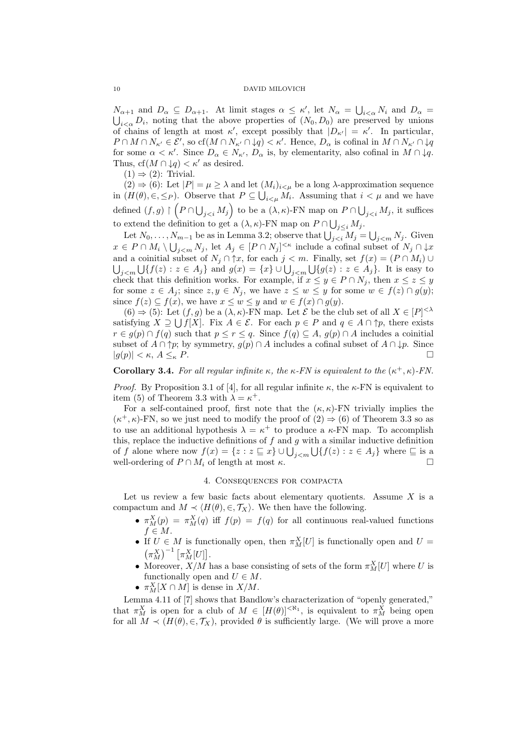$N_{\alpha+1}$ and $D_\alpha \subseteq D_{\alpha+1}$. At limit stages $\alpha \leq \kappa'$, let $N_\alpha = \bigcup_{i<\alpha} N_i$ and $D_\alpha = \bigcup_{i<\alpha} D_i$, noting that the above properties of $(N_0, D_0)$ are preserved by unions of chains of length at most $\kappa'$, except possibly that $|D_{\kappa'}| = \kappa'$. In particular, $P \cap M \cap N_{\kappa'} \in \mathcal{E}'$, so $\mathrm{cf}(M \cap N_{\kappa'} \cap {\downarrow} q) < \kappa'$. Hence, $D_\alpha$ is cofinal in $M \cap N_{\kappa'} \cap {\downarrow} q$ for some $\alpha < \kappa'$. Since $D_\alpha \in N_{\kappa'}$, $D_\alpha$ is, by elementarity, also cofinal in $M \cap {\downarrow} q$. Thus, $\mathrm{cf}(M \cap {\downarrow} q) < \kappa'$ as desired.

(1) $\Rightarrow$ (2): Trivial.

(2) $\Rightarrow$ (6): Let $|P| = \mu \geq \lambda$ and let $(M_i)_{i<\mu}$ be a long $\lambda$-approximation sequence in $(H(\theta), \in, \leq_P)$. Observe that $P \subseteq \bigcup_{i<\mu} M_i$. Assuming that $i < \mu$ and we have defined $(f, g) \restriction \left(P \cap \bigcup_{j<i} M_j\right)$ to be a $(\lambda, \kappa)$-FN map on $P \cap \bigcup_{j<i} M_j$, it suffices to extend the definition to get a $(\lambda, \kappa)$-FN map on $P \cap \bigcup_{j \leq i} M_j$.

Let $N_0, \ldots, N_{m-1}$ be as in Lemma 3.2; observe that $\bigcup_{j<i} M_j = \bigcup_{j<m} N_j$. Given $x \in P \cap M_i \setminus \bigcup_{j<m} N_j$, let $A_j \in [P \cap N_j]^{<\kappa}$ include a cofinal subset of $N_j \cap {\downarrow} x$ and a coinitial subset of $N_j \cap {\uparrow} x$, for each $j < m$. Finally, set $f(x) = (P \cap M_i) \cup \bigcup_{j<m} \bigcup \{f(z) : z \in A_j\}$ and $g(x) = \{x\} \cup \bigcup_{j<m} \bigcup \{g(z) : z \in A_j\}$. It is easy to check that this definition works. For example, if $x \leq y \in P \cap N_j$, then $x \leq z \leq y$ for some $z \in A_j$; since $z, y \in N_j$, we have $z \leq w \leq y$ for some $w \in f(z) \cap g(y)$; since $f(z) \subseteq f(x)$, we have $x \leq w \leq y$ and $w \in f(x) \cap g(y)$.

(6) $\Rightarrow$ (5): Let $(f, g)$ be a $(\lambda, \kappa)$-FN map. Let $\mathcal{E}$ be the club set of all $X \in [P]^{<\lambda}$ satisfying $X \supseteq \bigcup f[X]$. Fix $A \in \mathcal{E}$. For each $p \in P$ and $q \in A \cap {\uparrow} p$, there exists $r \in g(p) \cap f(q)$ such that $p \leq r \leq q$. Since $f(q) \subseteq A$, $g(p) \cap A$ includes a coinitial subset of $A \cap {\uparrow} p$; by symmetry, $g(p) \cap A$ includes a cofinal subset of $A \cap {\downarrow} p$. Since $|g(p)| < \kappa$, $A \leq_\kappa P$. □

**Corollary 3.4.** *For all regular infinite $\kappa$, the $\kappa$-FN is equivalent to the $(\kappa^+, \kappa)$-FN.*

*Proof.* By Proposition 3.1 of [4], for all regular infinite $\kappa$, the $\kappa$-FN is equivalent to item (5) of Theorem 3.3 with $\lambda = \kappa^+$.

For a self-contained proof, first note that the $(\kappa, \kappa)$-FN trivially implies the $(\kappa^+, \kappa)$-FN, so we just need to modify the proof of (2) $\Rightarrow$ (6) of Theorem 3.3 so as to use an additional hypothesis $\lambda = \kappa^+$ to produce a $\kappa$-FN map. To accomplish this, replace the inductive definitions of $f$ and $g$ with a similar inductive definition of $f$ alone where now $f(x) = \{z : z \sqsubseteq x\} \cup \bigcup_{j<m} \bigcup \{f(z) : z \in A_j\}$ where $\sqsubseteq$ is a well-ordering of $P \cap M_i$ of length at most $\kappa$. □

## 4. Consequences for compacta

Let us review a few basic facts about elementary quotients. Assume $X$ is a compactum and $M \prec \langle H(\theta), \in, \mathcal{T}_X \rangle$. We then have the following.

- $\pi_M^X(p) = \pi_M^X(q)$ iff $f(p) = f(q)$ for all continuous real-valued functions $f \in M$.
- If $U \in M$ is functionally open, then $\pi_M^X[U]$ is functionally open and $U = \left(\pi_M^X\right)^{-1}\left[\pi_M^X[U]\right]$.
- Moreover, $X/M$ has a base consisting of sets of the form $\pi_M^X[U]$ where $U$ is functionally open and $U \in M$.
- $\pi_M^X[X \cap M]$ is dense in $X/M$.

Lemma 4.11 of [7] shows that Bandlow's characterization of "openly generated," that $\pi_M^X$ is open for a club of $M \in [H(\theta)]^{<\aleph_1}$, is equivalent to $\pi_M^X$ being open for all $M \prec (H(\theta), \in, \mathcal{T}_X)$, provided $\theta$ is sufficiently large. (We will prove a more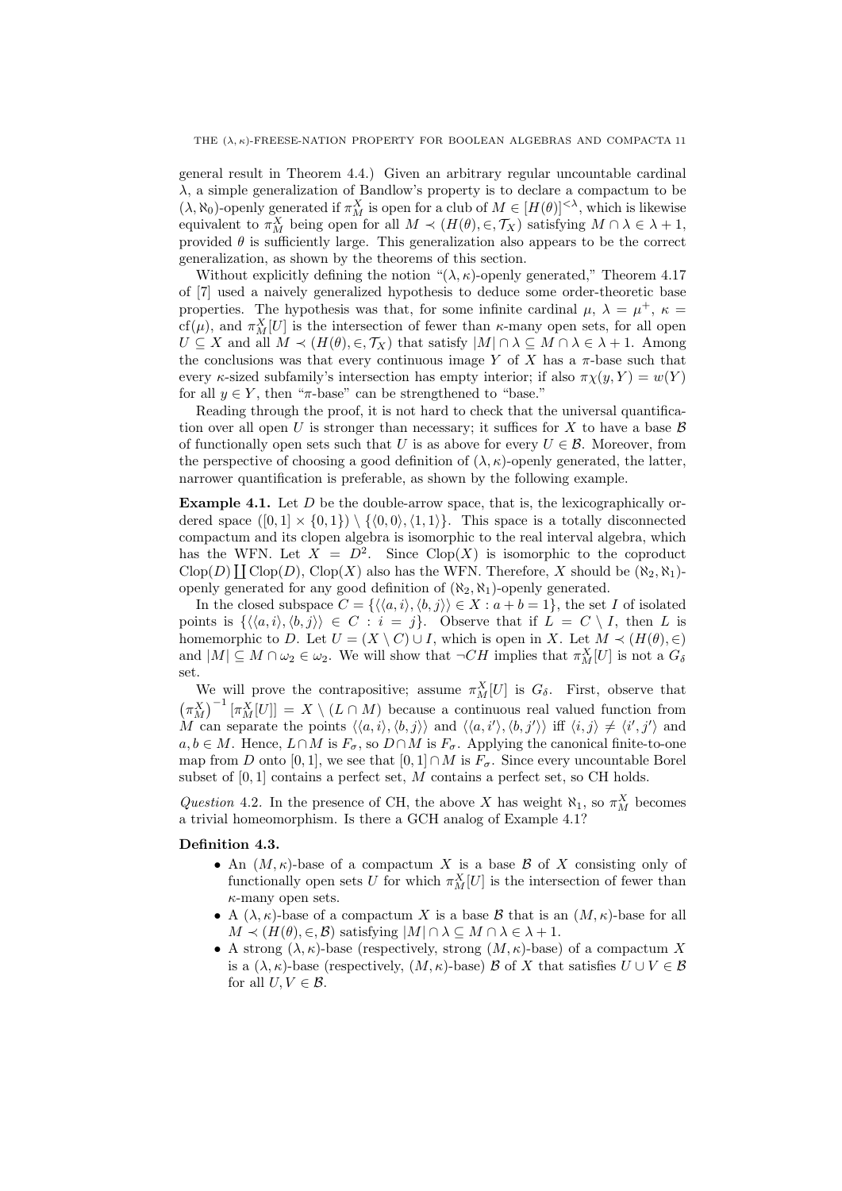general result in Theorem 4.4.) Given an arbitrary regular uncountable cardinal $\lambda$, a simple generalization of Bandlow's property is to declare a compactum to be $(\lambda, \aleph_0)$-openly generated if $\pi^X_M$ is open for a club of $M \in [H(\theta)]^{<\lambda}$, which is likewise equivalent to $\pi^X_M$ being open for all $M \prec (H(\theta), \in, \mathcal{T}_X)$ satisfying $M \cap \lambda \in \lambda + 1$, provided $\theta$ is sufficiently large. This generalization also appears to be the correct generalization, as shown by the theorems of this section.

Without explicitly defining the notion "$(\lambda, \kappa)$-openly generated," Theorem 4.17 of [7] used a naively generalized hypothesis to deduce some order-theoretic base properties. The hypothesis was that, for some infinite cardinal $\mu$, $\lambda = \mu^+$, $\kappa = \mathrm{cf}(\mu)$, and $\pi^X_M[U]$ is the intersection of fewer than $\kappa$-many open sets, for all open $U \subseteq X$ and all $M \prec (H(\theta), \in, \mathcal{T}_X)$ that satisfy $|M| \cap \lambda \subseteq M \cap \lambda \in \lambda + 1$. Among the conclusions was that every continuous image $Y$ of $X$ has a $\pi$-base such that every $\kappa$-sized subfamily's intersection has empty interior; if also $\pi\chi(y, Y) = w(Y)$ for all $y \in Y$, then "$\pi$-base" can be strengthened to "base."

Reading through the proof, it is not hard to check that the universal quantification over all open $U$ is stronger than necessary; it suffices for $X$ to have a base $\mathcal{B}$ of functionally open sets such that $U$ is as above for every $U \in \mathcal{B}$. Moreover, from the perspective of choosing a good definition of $(\lambda, \kappa)$-openly generated, the latter, narrower quantification is preferable, as shown by the following example.

**Example 4.1.** Let $D$ be the double-arrow space, that is, the lexicographically ordered space $([0, 1] \times \{0, 1\}) \setminus \{\langle 0, 0\rangle, \langle 1, 1\rangle\}$. This space is a totally disconnected compactum and its clopen algebra is isomorphic to the real interval algebra, which has the WFN. Let $X = D^2$. Since $\mathrm{Clop}(X)$ is isomorphic to the coproduct $\mathrm{Clop}(D) \coprod \mathrm{Clop}(D)$, $\mathrm{Clop}(X)$ also has the WFN. Therefore, $X$ should be $(\aleph_2, \aleph_1)$-openly generated for any good definition of $(\aleph_2, \aleph_1)$-openly generated.

In the closed subspace $C = \{\langle\langle a, i\rangle, \langle b, j\rangle\rangle \in X : a + b = 1\}$, the set $I$ of isolated points is $\{\langle\langle a, i\rangle, \langle b, j\rangle\rangle \in C : i = j\}$. Observe that if $L = C \setminus I$, then $L$ is homemorphic to $D$. Let $U = (X \setminus C) \cup I$, which is open in $X$. Let $M \prec (H(\theta), \in)$ and $|M| \subseteq M \cap \omega_2 \in \omega_2$. We will show that $\neg CH$ implies that $\pi^X_M[U]$ is not a $G_\delta$ set.

We will prove the contrapositive; assume $\pi^X_M[U]$ is $G_\delta$. First, observe that $\left(\pi^X_M\right)^{-1}[\pi^X_M[U]] = X \setminus (L \cap M)$ because a continuous real valued function from $M$ can separate the points $\langle\langle a, i\rangle, \langle b, j\rangle\rangle$ and $\langle\langle a, i'\rangle, \langle b, j'\rangle\rangle$ iff $\langle i, j\rangle \neq \langle i', j'\rangle$ and $a, b \in M$. Hence, $L \cap M$ is $F_\sigma$, so $D \cap M$ is $F_\sigma$. Applying the canonical finite-to-one map from $D$ onto $[0, 1]$, we see that $[0, 1] \cap M$ is $F_\sigma$. Since every uncountable Borel subset of $[0, 1]$ contains a perfect set, $M$ contains a perfect set, so CH holds.

*Question* 4.2. In the presence of CH, the above $X$ has weight $\aleph_1$, so $\pi^X_M$ becomes a trivial homeomorphism. Is there a GCH analog of Example 4.1?

**Definition 4.3.**

- An $(M, \kappa)$-base of a compactum $X$ is a base $\mathcal{B}$ of $X$ consisting only of functionally open sets $U$ for which $\pi^X_M[U]$ is the intersection of fewer than $\kappa$-many open sets.
- A $(\lambda, \kappa)$-base of a compactum $X$ is a base $\mathcal{B}$ that is an $(M, \kappa)$-base for all $M \prec (H(\theta), \in, \mathcal{B})$ satisfying $|M| \cap \lambda \subseteq M \cap \lambda \in \lambda + 1$.
- A strong $(\lambda, \kappa)$-base (respectively, strong $(M, \kappa)$-base) of a compactum $X$ is a $(\lambda, \kappa)$-base (respectively, $(M, \kappa)$-base) $\mathcal{B}$ of $X$ that satisfies $U \cup V \in \mathcal{B}$ for all $U, V \in \mathcal{B}$.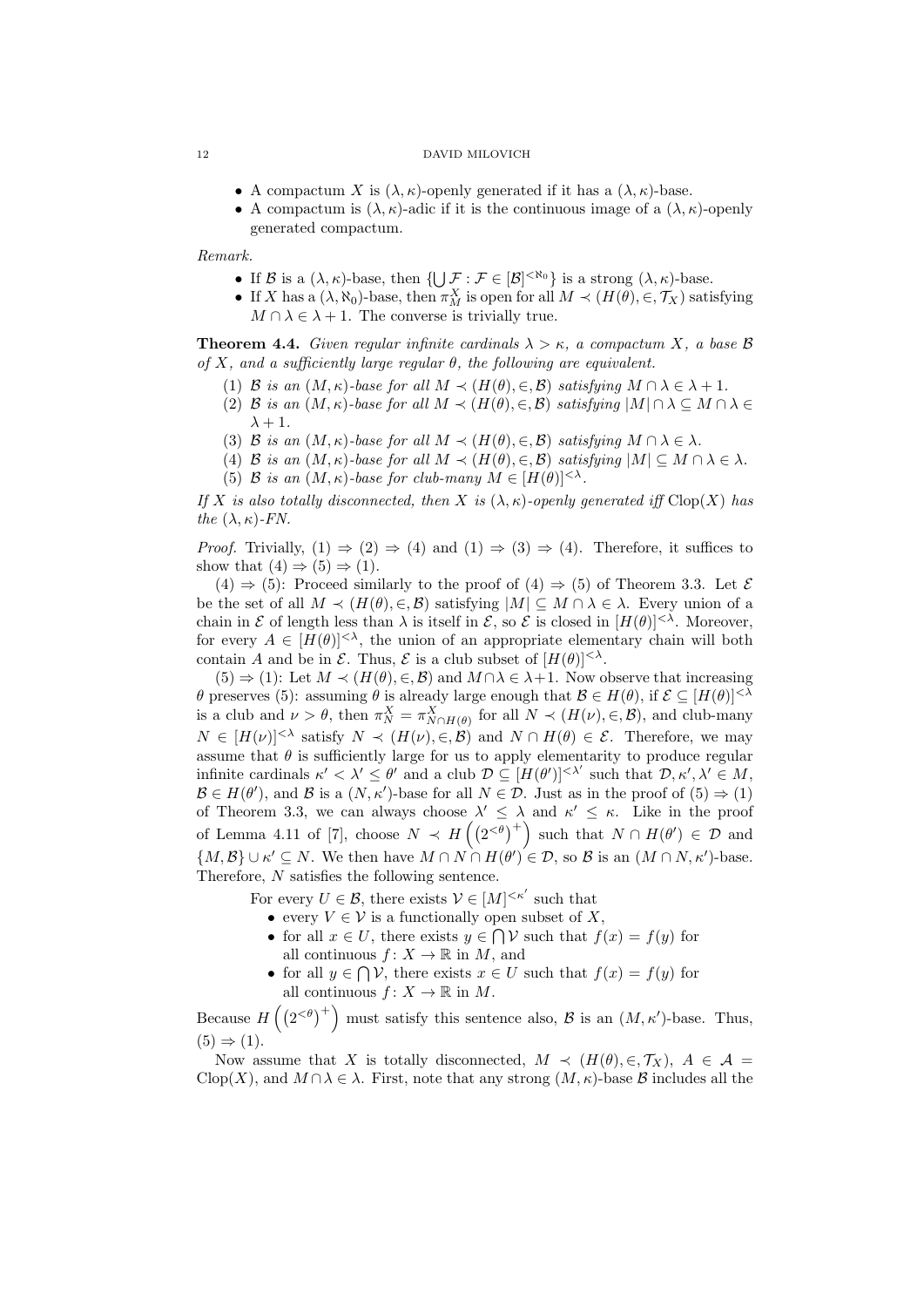- A compactum $X$ is $(\lambda, \kappa)$-openly generated if it has a $(\lambda, \kappa)$-base.
- A compactum is $(\lambda, \kappa)$-adic if it is the continuous image of a $(\lambda, \kappa)$-openly generated compactum.

*Remark.*

- If $\mathcal{B}$ is a $(\lambda, \kappa)$-base, then $\{\bigcup \mathcal{F} : \mathcal{F} \in [\mathcal{B}]^{<\aleph_0}\}$ is a strong $(\lambda, \kappa)$-base.
- If $X$ has a $(\lambda, \aleph_0)$-base, then $\pi^X_M$ is open for all $M \prec (H(\theta), \in, \mathcal{T}_X)$ satisfying $M \cap \lambda \in \lambda + 1$. The converse is trivially true.

**Theorem 4.4.** *Given regular infinite cardinals $\lambda > \kappa$, a compactum $X$, a base $\mathcal{B}$ of $X$, and a sufficiently large regular $\theta$, the following are equivalent.*

1. *$\mathcal{B}$ is an $(M, \kappa)$-base for all $M \prec (H(\theta), \in, \mathcal{B})$ satisfying $M \cap \lambda \in \lambda + 1$.*
2. *$\mathcal{B}$ is an $(M, \kappa)$-base for all $M \prec (H(\theta), \in, \mathcal{B})$ satisfying $|M| \cap \lambda \subseteq M \cap \lambda \in \lambda + 1$.*
3. *$\mathcal{B}$ is an $(M, \kappa)$-base for all $M \prec (H(\theta), \in, \mathcal{B})$ satisfying $M \cap \lambda \in \lambda$.*
4. *$\mathcal{B}$ is an $(M, \kappa)$-base for all $M \prec (H(\theta), \in, \mathcal{B})$ satisfying $|M| \subseteq M \cap \lambda \in \lambda$.*
5. *$\mathcal{B}$ is an $(M, \kappa)$-base for club-many $M \in [H(\theta)]^{<\lambda}$.*

*If $X$ is also totally disconnected, then $X$ is $(\lambda, \kappa)$-openly generated iff $\mathrm{Clop}(X)$ has the $(\lambda, \kappa)$-FN.*

*Proof.* Trivially, (1) $\Rightarrow$ (2) $\Rightarrow$ (4) and (1) $\Rightarrow$ (3) $\Rightarrow$ (4). Therefore, it suffices to show that (4) $\Rightarrow$ (5) $\Rightarrow$ (1).

(4) $\Rightarrow$ (5): Proceed similarly to the proof of (4) $\Rightarrow$ (5) of Theorem 3.3. Let $\mathcal{E}$ be the set of all $M \prec (H(\theta), \in, \mathcal{B})$ satisfying $|M| \subseteq M \cap \lambda \in \lambda$. Every union of a chain in $\mathcal{E}$ of length less than $\lambda$ is itself in $\mathcal{E}$, so $\mathcal{E}$ is closed in $[H(\theta)]^{<\lambda}$. Moreover, for every $A \in [H(\theta)]^{<\lambda}$, the union of an appropriate elementary chain will both contain $A$ and be in $\mathcal{E}$. Thus, $\mathcal{E}$ is a club subset of $[H(\theta)]^{<\lambda}$.

(5) $\Rightarrow$ (1): Let $M \prec (H(\theta), \in, \mathcal{B})$ and $M \cap \lambda \in \lambda + 1$. Now observe that increasing $\theta$ preserves (5): assuming $\theta$ is already large enough that $\mathcal{B} \in H(\theta)$, if $\mathcal{E} \subseteq [H(\theta)]^{<\lambda}$ is a club and $\nu > \theta$, then $\pi^X_N = \pi^X_{N \cap H(\theta)}$ for all $N \prec (H(\nu), \in, \mathcal{B})$, and club-many $N \in [H(\nu)]^{<\lambda}$ satisfy $N \prec (H(\nu), \in, \mathcal{B})$ and $N \cap H(\theta) \in \mathcal{E}$. Therefore, we may assume that $\theta$ is sufficiently large for us to apply elementarity to produce regular infinite cardinals $\kappa' < \lambda' \leq \theta'$ and a club $\mathcal{D} \subseteq [H(\theta')]^{<\lambda'}$ such that $\mathcal{D}, \kappa', \lambda' \in M$, $\mathcal{B} \in H(\theta')$, and $\mathcal{B}$ is a $(N, \kappa')$-base for all $N \in \mathcal{D}$. Just as in the proof of (5) $\Rightarrow$ (1) of Theorem 3.3, we can always choose $\lambda' \leq \lambda$ and $\kappa' \leq \kappa$. Like in the proof of Lemma 4.11 of [7], choose $N \prec H\left(\left(2^{<\theta}\right)^+\right)$ such that $N \cap H(\theta') \in \mathcal{D}$ and $\{M, \mathcal{B}\} \cup \kappa' \subseteq N$. We then have $M \cap N \cap H(\theta') \in \mathcal{D}$, so $\mathcal{B}$ is an $(M \cap N, \kappa')$-base. Therefore, $N$ satisfies the following sentence.

For every $U \in \mathcal{B}$, there exists $\mathcal{V} \in [M]^{<\kappa'}$ such that

- every $V \in \mathcal{V}$ is a functionally open subset of $X$,
- for all $x \in U$, there exists $y \in \bigcap \mathcal{V}$ such that $f(x) = f(y)$ for all continuous $f \colon X \to \mathbb{R}$ in $M$, and
- for all $y \in \bigcap \mathcal{V}$, there exists $x \in U$ such that $f(x) = f(y)$ for all continuous $f \colon X \to \mathbb{R}$ in $M$.

Because $H\left(\left(2^{<\theta}\right)^+\right)$ must satisfy this sentence also, $\mathcal{B}$ is an $(M, \kappa')$-base. Thus, (5) $\Rightarrow$ (1).

Now assume that $X$ is totally disconnected, $M \prec (H(\theta), \in, \mathcal{T}_X)$, $A \in \mathcal{A} = \mathrm{Clop}(X)$, and $M \cap \lambda \in \lambda$. First, note that any strong $(M, \kappa)$-base $\mathcal{B}$ includes all the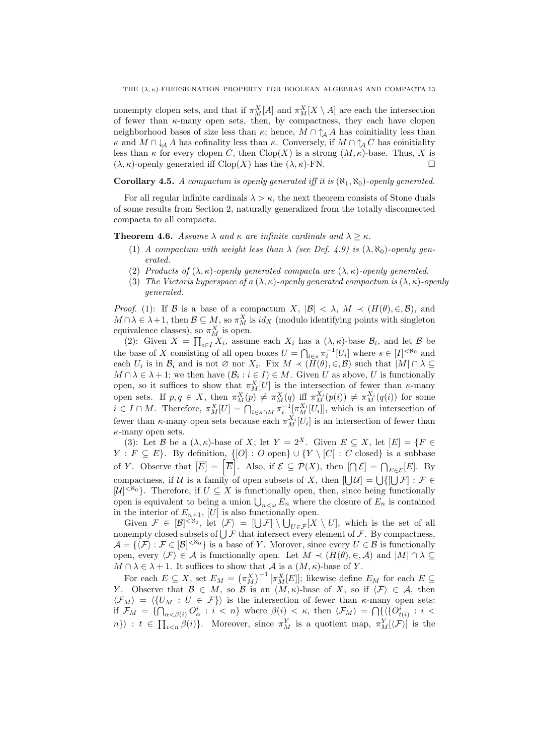nonempty clopen sets, and that if $\pi^X_M[A]$ and $\pi^X_M[X \setminus A]$ are each the intersection of fewer than $\kappa$-many open sets, then, by compactness, they each have clopen neighborhood bases of size less than $\kappa$; hence, $M \cap {\uparrow_{\mathcal{A}}} A$ has coinitiality less than $\kappa$ and $M \cap {\downarrow_{\mathcal{A}}} A$ has cofinality less than $\kappa$. Conversely, if $M \cap {\uparrow_{\mathcal{A}}} C$ has coinitiality less than $\kappa$ for every clopen $C$, then $\mathrm{Clop}(X)$ is a strong $(M, \kappa)$-base. Thus, $X$ is $(\lambda, \kappa)$-openly generated iff $\mathrm{Clop}(X)$ has the $(\lambda, \kappa)$-FN. $\square$

**Corollary 4.5.** *A compactum is openly generated iff it is $(\aleph_1, \aleph_0)$-openly generated.*

For all regular infinite cardinals $\lambda > \kappa$, the next theorem consists of Stone duals of some results from Section 2, naturally generalized from the totally disconnected compacta to all compacta.

**Theorem 4.6.** *Assume $\lambda$ and $\kappa$ are infinite cardinals and $\lambda \geq \kappa$.*

1. *A compactum with weight less than $\lambda$ (see Def. 4.9) is $(\lambda, \aleph_0)$-openly generated.*
2. *Products of $(\lambda, \kappa)$-openly generated compacta are $(\lambda, \kappa)$-openly generated.*
3. *The Vietoris hyperspace of a $(\lambda, \kappa)$-openly generated compactum is $(\lambda, \kappa)$-openly generated.*

*Proof.* (1): If $\mathcal{B}$ is a base of a compactum $X$, $|\mathcal{B}| < \lambda$, $M \prec (H(\theta), \in, \mathcal{B})$, and $M \cap \lambda \in \lambda + 1$, then $\mathcal{B} \subseteq M$, so $\pi^X_M$ is $id_X$ (modulo identifying points with singleton equivalence classes), so $\pi^X_M$ is open.

(2): Given $X = \prod_{i \in I} X_i$, assume each $X_i$ has a $(\lambda, \kappa)$-base $\mathcal{B}_i$, and let $\mathcal{B}$ be the base of $X$ consisting of all open boxes $U = \bigcap_{i \in s} \pi_i^{-1}[U_i]$ where $s \in [I]^{<\aleph_0}$ and each $U_i$ is in $\mathcal{B}_i$ and is not $\varnothing$ nor $X_i$. Fix $M \prec (H(\theta), \in, \mathcal{B})$ such that $|M| \cap \lambda \subseteq M \cap \lambda \in \lambda + 1$; we then have $(\mathcal{B}_i : i \in I) \in M$. Given $U$ as above, $U$ is functionally open, so it suffices to show that $\pi^X_M[U]$ is the intersection of fewer than $\kappa$-many open sets. If $p, q \in X$, then $\pi^X_M(p) \neq \pi^X_M(q)$ iff $\pi^{X_i}_M(p(i)) \neq \pi^{X_i}_M(q(i))$ for some $i \in I \cap M$. Therefore, $\pi^X_M[U] = \bigcap_{i \in s \cap M} \pi_i^{-1}[\pi^{X_i}_M[U_i]]$, which is an intersection of fewer than $\kappa$-many open sets because each $\pi^{X_i}_M[U_i]$ is an intersection of fewer than $\kappa$-many open sets.

(3): Let $\mathcal{B}$ be a $(\lambda, \kappa)$-base of $X$; let $Y = 2^X$. Given $E \subseteq X$, let $[E] = \{F \in Y : F \subseteq E\}$. By definition, $\{[O] : O \text{ open}\} \cup \{Y \setminus [C] : C \text{ closed}\}$ is a subbase of $Y$. Observe that $\overline{[E]} = \left[\overline{E}\right]$. Also, if $\mathcal{E} \subseteq \mathcal{P}(X)$, then $[\bigcap \mathcal{E}] = \bigcap_{E \in \mathcal{E}} [E]$. By compactness, if $\mathcal{U}$ is a family of open subsets of $X$, then $[\bigcup \mathcal{U}] = \bigcup \{[\bigcup \mathcal{F}] : \mathcal{F} \in [\mathcal{U}]^{<\aleph_0}\}$. Therefore, if $U \subseteq X$ is functionally open, then, since being functionally open is equivalent to being a union $\bigcup_{n<\omega} E_n$ where the closure of $E_n$ is contained in the interior of $E_{n+1}$, $[U]$ is also functionally open.

Given $\mathcal{F} \in [\mathcal{B}]^{<\aleph_0}$, let $\langle \mathcal{F} \rangle = [\bigcup \mathcal{F}] \setminus \bigcup_{U \in \mathcal{F}} [X \setminus U]$, which is the set of all nonempty closed subsets of $\bigcup \mathcal{F}$ that intersect every element of $\mathcal{F}$. By compactness, $\mathcal{A} = \{\langle \mathcal{F} \rangle : \mathcal{F} \in [\mathcal{B}]^{<\aleph_0}\}$ is a base of $Y$. Morover, since every $U \in \mathcal{B}$ is functionally open, every $\langle \mathcal{F} \rangle \in \mathcal{A}$ is functionally open. Let $M \prec (H(\theta), \in, \mathcal{A})$ and $|M| \cap \lambda \subseteq M \cap \lambda \in \lambda + 1$. It suffices to show that $\mathcal{A}$ is a $(M, \kappa)$-base of $Y$.

For each $E \subseteq X$, set $E_M = \left(\pi^X_M\right)^{-1}[\pi^X_M[E]]$; likewise define $E_M$ for each $E \subseteq Y$. Observe that $\mathcal{B} \in M$, so $\mathcal{B}$ is an $(M, \kappa)$-base of $X$, so if $\langle \mathcal{F} \rangle \in \mathcal{A}$, then $\langle \mathcal{F}_M \rangle = \langle \{U_M : U \in \mathcal{F}\} \rangle$ is the intersection of fewer than $\kappa$-many open sets: if $\mathcal{F}_M = \{\bigcap_{\alpha < \beta(i)} O^i_\alpha : i < n\}$ where $\beta(i) < \kappa$, then $\langle \mathcal{F}_M \rangle = \bigcap \{\langle \{O^i_{t(i)} : i < n\} \rangle : t \in \prod_{i<n} \beta(i)\}$. Moreover, since $\pi^Y_M$ is a quotient map, $\pi^Y_M[\langle \mathcal{F} \rangle]$ is the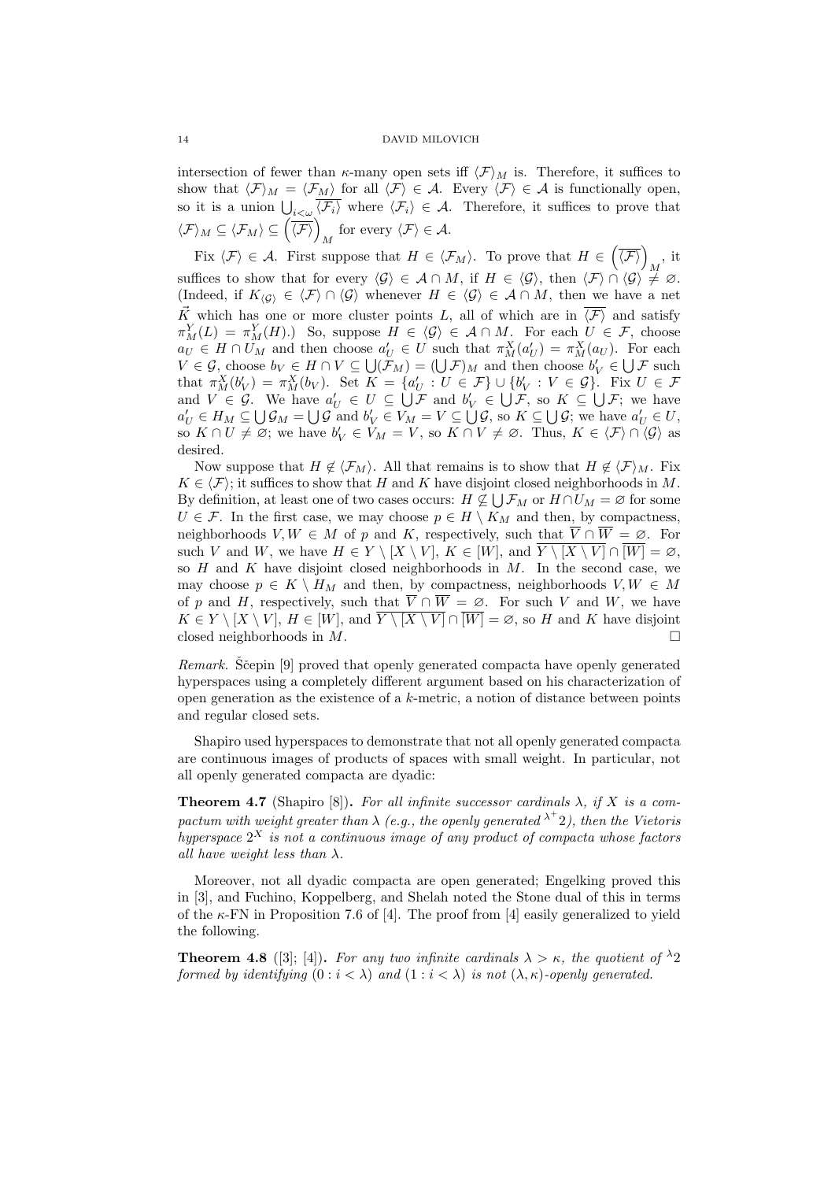intersection of fewer than $\kappa$-many open sets iff $\langle \mathcal{F} \rangle_M$ is. Therefore, it suffices to show that $\langle \mathcal{F} \rangle_M = \langle \mathcal{F}_M \rangle$ for all $\langle \mathcal{F} \rangle \in \mathcal{A}$. Every $\langle \mathcal{F} \rangle \in \mathcal{A}$ is functionally open, so it is a union $\bigcup_{i<\omega} \overline{\langle \mathcal{F}_i \rangle}$ where $\langle \mathcal{F}_i \rangle \in \mathcal{A}$. Therefore, it suffices to prove that $\langle \mathcal{F} \rangle_M \subseteq \langle \mathcal{F}_M \rangle \subseteq \left( \overline{\langle \mathcal{F} \rangle} \right)_M$ for every $\langle \mathcal{F} \rangle \in \mathcal{A}$.

Fix $\langle \mathcal{F} \rangle \in \mathcal{A}$. First suppose that $H \in \langle \mathcal{F}_M \rangle$. To prove that $H \in \left( \overline{\langle \mathcal{F} \rangle} \right)_M$, it suffices to show that for every $\langle \mathcal{G} \rangle \in \mathcal{A} \cap M$, if $H \in \langle \mathcal{G} \rangle$, then $\langle \mathcal{F} \rangle \cap \langle \mathcal{G} \rangle \neq \varnothing$. (Indeed, if $K_{\langle \mathcal{G} \rangle} \in \langle \mathcal{F} \rangle \cap \langle \mathcal{G} \rangle$ whenever $H \in \langle \mathcal{G} \rangle \in \mathcal{A} \cap M$, then we have a net $\vec{K}$ which has one or more cluster points $L$, all of which are in $\overline{\langle \mathcal{F} \rangle}$ and satisfy $\pi^Y_M(L) = \pi^Y_M(H)$.) So, suppose $H \in \langle \mathcal{G} \rangle \in \mathcal{A} \cap M$. For each $U \in \mathcal{F}$, choose $a_U \in H \cap U_M$ and then choose $a'_U \in U$ such that $\pi^X_M(a'_U) = \pi^X_M(a_U)$. For each $V \in \mathcal{G}$, choose $b_V \in H \cap V \subseteq \bigcup(\mathcal{F}_M) = (\bigcup \mathcal{F})_M$ and then choose $b'_V \in \bigcup \mathcal{F}$ such that $\pi^X_M(b'_V) = \pi^X_M(b_V)$. Set $K = \{a'_U : U \in \mathcal{F}\} \cup \{b'_V : V \in \mathcal{G}\}$. Fix $U \in \mathcal{F}$ and $V \in \mathcal{G}$. We have $a'_U \in U \subseteq \bigcup \mathcal{F}$ and $b'_V \in \bigcup \mathcal{F}$, so $K \subseteq \bigcup \mathcal{F}$; we have $a'_U \in H_M \subseteq \bigcup \mathcal{G}_M = \bigcup \mathcal{G}$ and $b'_V \in V_M = V \subseteq \bigcup \mathcal{G}$, so $K \subseteq \bigcup \mathcal{G}$; we have $a'_U \in U$, so $K \cap U \neq \varnothing$; we have $b'_V \in V_M = V$, so $K \cap V \neq \varnothing$. Thus, $K \in \langle \mathcal{F} \rangle \cap \langle \mathcal{G} \rangle$ as desired.

Now suppose that $H \notin \langle \mathcal{F}_M \rangle$. All that remains is to show that $H \notin \langle \mathcal{F} \rangle_M$. Fix $K \in \langle \mathcal{F} \rangle$; it suffices to show that $H$ and $K$ have disjoint closed neighborhoods in $M$. By definition, at least one of two cases occurs: $H \not\subseteq \bigcup \mathcal{F}_M$ or $H \cap U_M = \varnothing$ for some $U \in \mathcal{F}$. In the first case, we may choose $p \in H \setminus K_M$ and then, by compactness, neighborhoods $V, W \in M$ of $p$ and $K$, respectively, such that $\overline{V} \cap \overline{W} = \varnothing$. For such $V$ and $W$, we have $H \in Y \setminus [X \setminus V]$, $K \in [W]$, and $\overline{Y \setminus [X \setminus V]} \cap \overline{[W]} = \varnothing$, so $H$ and $K$ have disjoint closed neighborhoods in $M$. In the second case, we may choose $p \in K \setminus H_M$ and then, by compactness, neighborhoods $V, W \in M$ of $p$ and $H$, respectively, such that $\overline{V} \cap \overline{W} = \varnothing$. For such $V$ and $W$, we have $K \in Y \setminus [X \setminus V]$, $H \in [W]$, and $\overline{Y \setminus [X \setminus V]} \cap \overline{[W]} = \varnothing$, so $H$ and $K$ have disjoint closed neighborhoods in $M$. □

*Remark.* Ščepin [9] proved that openly generated compacta have openly generated hyperspaces using a completely different argument based on his characterization of open generation as the existence of a $k$-metric, a notion of distance between points and regular closed sets.

Shapiro used hyperspaces to demonstrate that not all openly generated compacta are continuous images of products of spaces with small weight. In particular, not all openly generated compacta are dyadic:

**Theorem 4.7** (Shapiro [8])**.** *For all infinite successor cardinals $\lambda$, if $X$ is a compactum with weight greater than $\lambda$ (e.g., the openly generated ${}^{\lambda^+}2$), then the Vietoris hyperspace $2^X$ is not a continuous image of any product of compacta whose factors all have weight less than $\lambda$.*

Moreover, not all dyadic compacta are open generated; Engelking proved this in [3], and Fuchino, Koppelberg, and Shelah noted the Stone dual of this in terms of the $\kappa$-FN in Proposition 7.6 of [4]. The proof from [4] easily generalized to yield the following.

**Theorem 4.8** ([3]; [4])**.** *For any two infinite cardinals $\lambda > \kappa$, the quotient of ${}^{\lambda}2$ formed by identifying $(0 : i < \lambda)$ and $(1 : i < \lambda)$ is not $(\lambda, \kappa)$-openly generated.*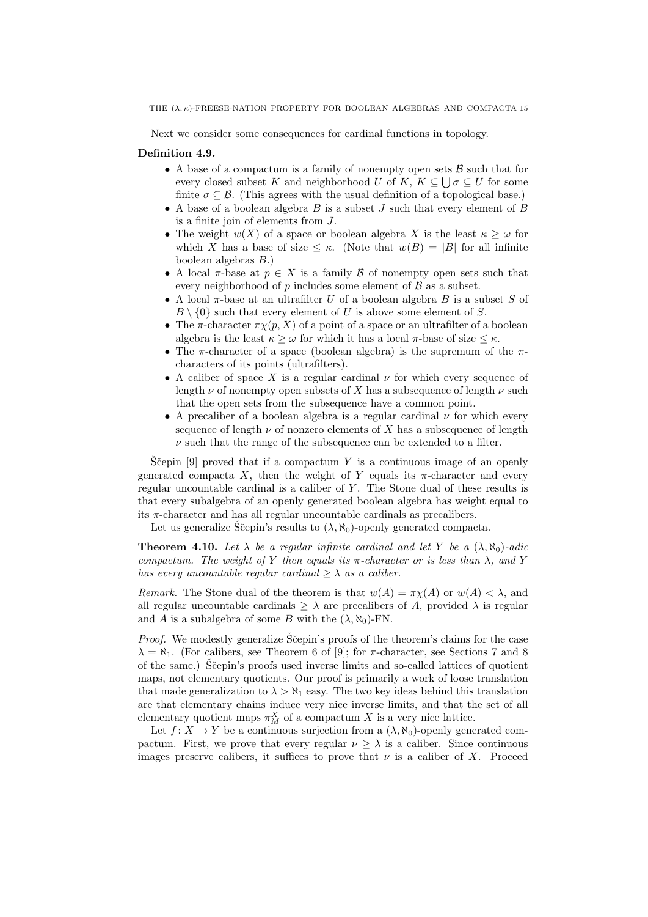Next we consider some consequences for cardinal functions in topology.

**Definition 4.9.**

- A base of a compactum is a family of nonempty open sets $\mathcal{B}$ such that for every closed subset $K$ and neighborhood $U$ of $K$, $K \subseteq \bigcup \sigma \subseteq U$ for some finite $\sigma \subseteq \mathcal{B}$. (This agrees with the usual definition of a topological base.)
- A base of a boolean algebra $B$ is a subset $J$ such that every element of $B$ is a finite join of elements from $J$.
- The weight $w(X)$ of a space or boolean algebra $X$ is the least $\kappa \geq \omega$ for which $X$ has a base of size $\leq \kappa$. (Note that $w(B) = |B|$ for all infinite boolean algebras $B$.)
- A local $\pi$-base at $p \in X$ is a family $\mathcal{B}$ of nonempty open sets such that every neighborhood of $p$ includes some element of $\mathcal{B}$ as a subset.
- A local $\pi$-base at an ultrafilter $U$ of a boolean algebra $B$ is a subset $S$ of $B \setminus \{0\}$ such that every element of $U$ is above some element of $S$.
- The $\pi$-character $\pi\chi(p, X)$ of a point of a space or an ultrafilter of a boolean algebra is the least $\kappa \geq \omega$ for which it has a local $\pi$-base of size $\leq \kappa$.
- The $\pi$-character of a space (boolean algebra) is the supremum of the $\pi$-characters of its points (ultrafilters).
- A caliber of space $X$ is a regular cardinal $\nu$ for which every sequence of length $\nu$ of nonempty open subsets of $X$ has a subsequence of length $\nu$ such that the open sets from the subsequence have a common point.
- A precaliber of a boolean algebra is a regular cardinal $\nu$ for which every sequence of length $\nu$ of nonzero elements of $X$ has a subsequence of length $\nu$ such that the range of the subsequence can be extended to a filter.

Ščepin [9] proved that if a compactum $Y$ is a continuous image of an openly generated compacta $X$, then the weight of $Y$ equals its $\pi$-character and every regular uncountable cardinal is a caliber of $Y$. The Stone dual of these results is that every subalgebra of an openly generated boolean algebra has weight equal to its $\pi$-character and has all regular uncountable cardinals as precalibers.

Let us generalize Ščepin's results to $(\lambda, \aleph_0)$-openly generated compacta.

**Theorem 4.10.** *Let $\lambda$ be a regular infinite cardinal and let $Y$ be a $(\lambda, \aleph_0)$-adic compactum. The weight of $Y$ then equals its $\pi$-character or is less than $\lambda$, and $Y$ has every uncountable regular cardinal $\geq \lambda$ as a caliber.*

*Remark.* The Stone dual of the theorem is that $w(A) = \pi\chi(A)$ or $w(A) < \lambda$, and all regular uncountable cardinals $\geq \lambda$ are precalibers of $A$, provided $\lambda$ is regular and $A$ is a subalgebra of some $B$ with the $(\lambda, \aleph_0)$-FN.

*Proof.* We modestly generalize Ščepin's proofs of the theorem's claims for the case $\lambda = \aleph_1$. (For calibers, see Theorem 6 of [9]; for $\pi$-character, see Sections 7 and 8 of the same.) Ščepin's proofs used inverse limits and so-called lattices of quotient maps, not elementary quotients. Our proof is primarily a work of loose translation that made generalization to $\lambda > \aleph_1$ easy. The two key ideas behind this translation are that elementary chains induce very nice inverse limits, and that the set of all elementary quotient maps $\pi^X_M$ of a compactum $X$ is a very nice lattice.

Let $f \colon X \to Y$ be a continuous surjection from a $(\lambda, \aleph_0)$-openly generated compactum. First, we prove that every regular $\nu \geq \lambda$ is a caliber. Since continuous images preserve calibers, it suffices to prove that $\nu$ is a caliber of $X$. Proceed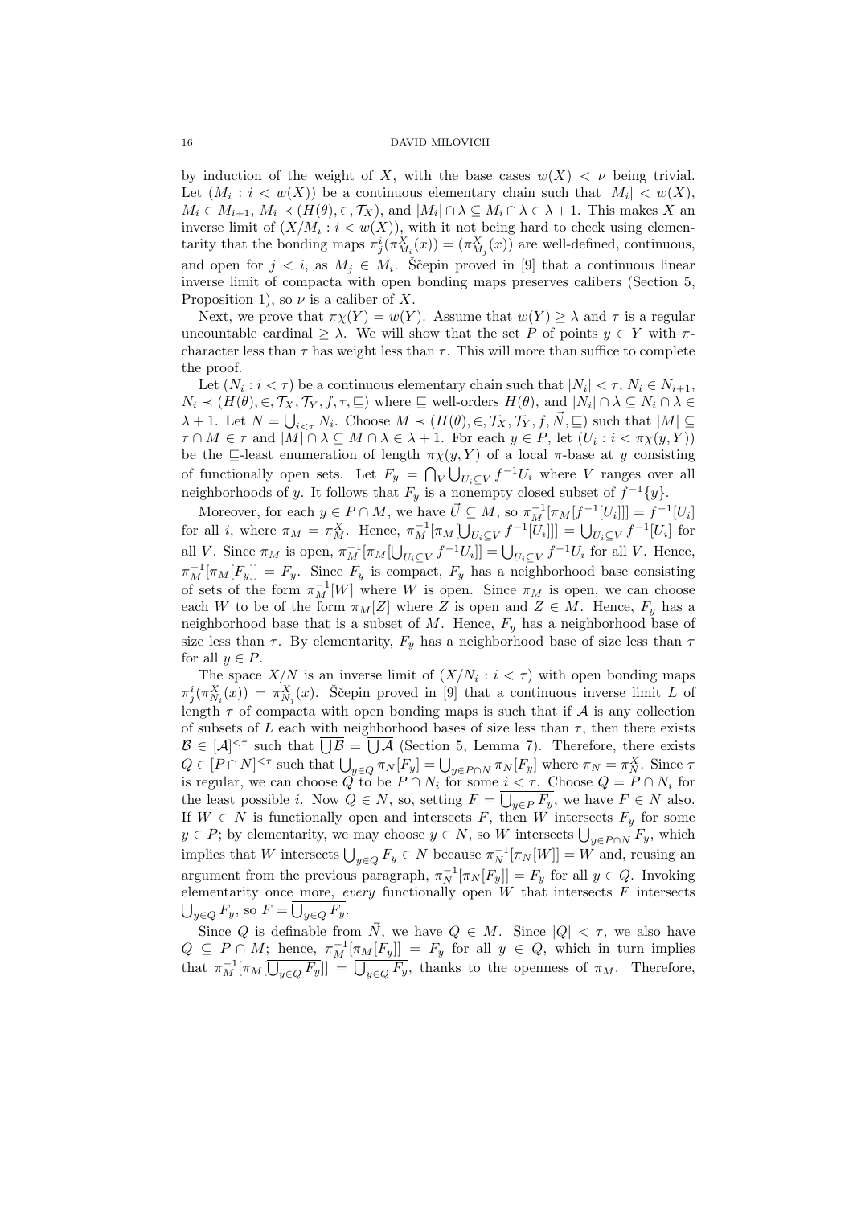by induction of the weight of $X$, with the base cases $w(X) < \nu$ being trivial. Let $(M_i : i < w(X))$ be a continuous elementary chain such that $|M_i| < w(X)$, $M_i \in M_{i+1}$, $M_i \prec (H(\theta), \in, \mathcal{T}_X)$, and $|M_i| \cap \lambda \subseteq M_i \cap \lambda \in \lambda + 1$. This makes $X$ an inverse limit of $(X/M_i : i < w(X))$, with it not being hard to check using elementarity that the bonding maps $\pi^i_j(\pi^X_{M_i}(x)) = (\pi^X_{M_j}(x))$ are well-defined, continuous, and open for $j < i$, as $M_j \in M_i$. Ščepin proved in [9] that a continuous linear inverse limit of compacta with open bonding maps preserves calibers (Section 5, Proposition 1), so $\nu$ is a caliber of $X$.

Next, we prove that $\pi\chi(Y) = w(Y)$. Assume that $w(Y) \geq \lambda$ and $\tau$ is a regular uncountable cardinal $\geq \lambda$. We will show that the set $P$ of points $y \in Y$ with $\pi$-character less than $\tau$ has weight less than $\tau$. This will more than suffice to complete the proof.

Let $(N_i : i < \tau)$ be a continuous elementary chain such that $|N_i| < \tau$, $N_i \in N_{i+1}$, $N_i \prec (H(\theta), \in, \mathcal{T}_X, \mathcal{T}_Y, f, \tau, \sqsubseteq)$ where $\sqsubseteq$ well-orders $H(\theta)$, and $|N_i| \cap \lambda \subseteq N_i \cap \lambda \in \lambda + 1$. Let $N = \bigcup_{i<\tau} N_i$. Choose $M \prec (H(\theta), \in, \mathcal{T}_X, \mathcal{T}_Y, f, \vec{N}, \sqsubseteq)$ such that $|M| \subseteq \tau \cap M \in \tau$ and $|M| \cap \lambda \subseteq M \cap \lambda \in \lambda + 1$. For each $y \in P$, let $(U_i : i < \pi\chi(y, Y))$ be the $\sqsubseteq$-least enumeration of length $\pi\chi(y, Y)$ of a local $\pi$-base at $y$ consisting of functionally open sets. Let $F_y = \bigcap_V \overline{\bigcup_{U_i \subseteq V} f^{-1} U_i}$ where $V$ ranges over all neighborhoods of $y$. It follows that $F_y$ is a nonempty closed subset of $f^{-1}\{y\}$.

Moreover, for each $y \in P \cap M$, we have $\vec{U} \subseteq M$, so $\pi_M^{-1}[\pi_M[f^{-1}[U_i]]] = f^{-1}[U_i]$ for all $i$, where $\pi_M = \pi^X_M$. Hence, $\pi_M^{-1}[\pi_M[\bigcup_{U_i \subseteq V} f^{-1}[U_i]]] = \bigcup_{U_i \subseteq V} f^{-1}[U_i]$ for all $V$. Since $\pi_M$ is open, $\pi_M^{-1}[\pi_M[\overline{\bigcup_{U_i \subseteq V} f^{-1} U_i}]] = \overline{\bigcup_{U_i \subseteq V} f^{-1} U_i}$ for all $V$. Hence, $\pi_M^{-1}[\pi_M[F_y]] = F_y$. Since $F_y$ is compact, $F_y$ has a neighborhood base consisting of sets of the form $\pi_M^{-1}[W]$ where $W$ is open. Since $\pi_M$ is open, we can choose each $W$ to be of the form $\pi_M[Z]$ where $Z$ is open and $Z \in M$. Hence, $F_y$ has a neighborhood base that is a subset of $M$. Hence, $F_y$ has a neighborhood base of size less than $\tau$. By elementarity, $F_y$ has a neighborhood base of size less than $\tau$ for all $y \in P$.

The space $X/N$ is an inverse limit of $(X/N_i : i < \tau)$ with open bonding maps $\pi^i_j(\pi^X_{N_i}(x)) = \pi^X_{N_j}(x)$. Ščepin proved in [9] that a continuous inverse limit $L$ of length $\tau$ of compacta with open bonding maps is such that if $\mathcal{A}$ is any collection of subsets of $L$ each with neighborhood bases of size less than $\tau$, then there exists $\mathcal{B} \in [\mathcal{A}]^{<\tau}$ such that $\overline{\bigcup \mathcal{B}} = \overline{\bigcup \mathcal{A}}$ (Section 5, Lemma 7). Therefore, there exists $Q \in [P \cap N]^{<\tau}$ such that $\overline{\bigcup_{y \in Q} \pi_N[F_y]} = \overline{\bigcup_{y \in P \cap N} \pi_N[F_y]}$ where $\pi_N = \pi^X_N$. Since $\tau$ is regular, we can choose $Q$ to be $P \cap N_i$ for some $i < \tau$. Choose $Q = P \cap N_i$ for the least possible $i$. Now $Q \in N$, so, setting $F = \overline{\bigcup_{y \in P} F_y}$, we have $F \in N$ also. If $W \in N$ is functionally open and intersects $F$, then $W$ intersects $F_y$ for some $y \in P$; by elementarity, we may choose $y \in N$, so $W$ intersects $\bigcup_{y \in P \cap N} F_y$, which implies that $W$ intersects $\bigcup_{y \in Q} F_y \in N$ because $\pi_N^{-1}[\pi_N[W]] = W$ and, reusing an argument from the previous paragraph, $\pi_N^{-1}[\pi_N[F_y]] = F_y$ for all $y \in Q$. Invoking elementarity once more, *every* functionally open $W$ that intersects $F$ intersects $\bigcup_{y \in Q} F_y$, so $F = \overline{\bigcup_{y \in Q} F_y}$.

Since $Q$ is definable from $\vec{N}$, we have $Q \in M$. Since $|Q| < \tau$, we also have $Q \subseteq P \cap M$; hence, $\pi_M^{-1}[\pi_M[F_y]] = F_y$ for all $y \in Q$, which in turn implies that $\pi_M^{-1}[\pi_M[\overline{\bigcup_{y \in Q} F_y}]] = \overline{\bigcup_{y \in Q} F_y}$, thanks to the openness of $\pi_M$. Therefore,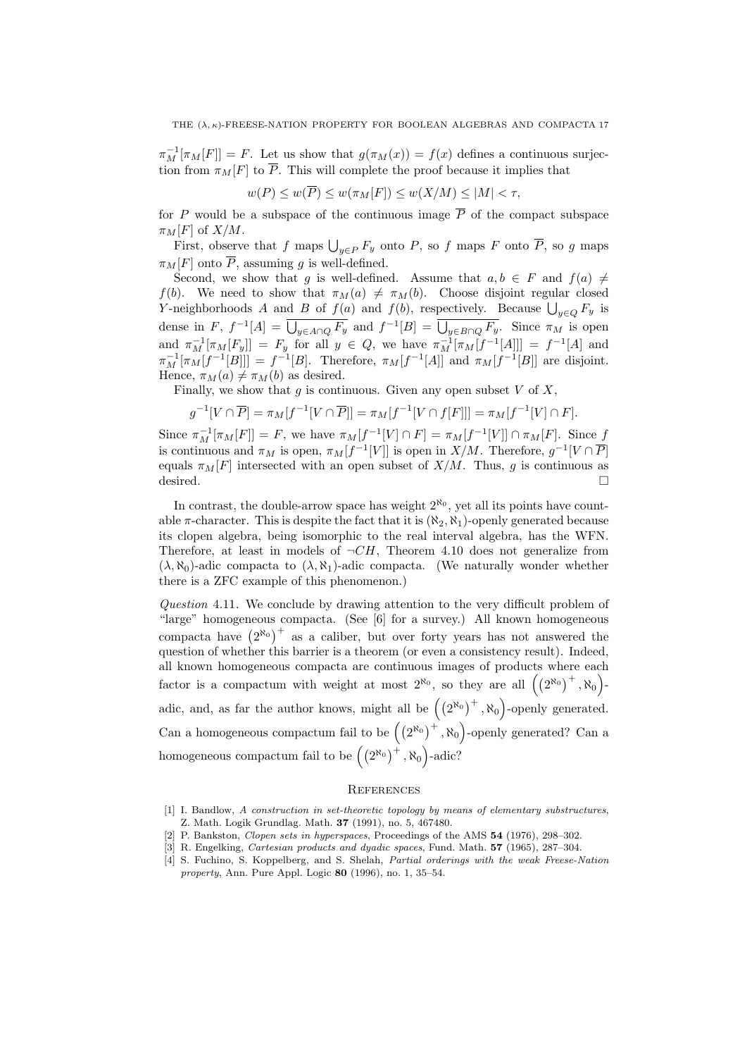$\pi_M^{-1}[\pi_M[F]] = F$. Let us show that $g(\pi_M(x)) = f(x)$ defines a continuous surjection from $\pi_M[F]$ to $\overline{P}$. This will complete the proof because it implies that

$$w(P) \leq w(\overline{P}) \leq w(\pi_M[F]) \leq w(X/M) \leq |M| < \tau,$$

for $P$ would be a subspace of the continuous image $\overline{P}$ of the compact subspace $\pi_M[F]$ of $X/M$.

First, observe that $f$ maps $\bigcup_{y\in P} F_y$ onto $P$, so $f$ maps $F$ onto $\overline{P}$, so $g$ maps $\pi_M[F]$ onto $\overline{P}$, assuming $g$ is well-defined.

Second, we show that $g$ is well-defined. Assume that $a, b \in F$ and $f(a) \neq f(b)$. We need to show that $\pi_M(a) \neq \pi_M(b)$. Choose disjoint regular closed $Y$-neighborhoods $A$ and $B$ of $f(a)$ and $f(b)$, respectively. Because $\bigcup_{y\in Q} F_y$ is dense in $F$, $f^{-1}[A] = \overline{\bigcup_{y\in A\cap Q} F_y}$ and $f^{-1}[B] = \overline{\bigcup_{y\in B\cap Q} F_y}$. Since $\pi_M$ is open and $\pi_M^{-1}[\pi_M[F_y]] = F_y$ for all $y \in Q$, we have $\pi_M^{-1}[\pi_M[f^{-1}[A]]] = f^{-1}[A]$ and $\pi_M^{-1}[\pi_M[f^{-1}[B]]] = f^{-1}[B]$. Therefore, $\pi_M[f^{-1}[A]]$ and $\pi_M[f^{-1}[B]]$ are disjoint. Hence, $\pi_M(a) \neq \pi_M(b)$ as desired.

Finally, we show that $g$ is continuous. Given any open subset $V$ of $X$,

$$g^{-1}[V \cap \overline{P}] = \pi_M[f^{-1}[V \cap \overline{P}]] = \pi_M[f^{-1}[V \cap f[F]]] = \pi_M[f^{-1}[V] \cap F].$$

Since $\pi_M^{-1}[\pi_M[F]] = F$, we have $\pi_M[f^{-1}[V] \cap F] = \pi_M[f^{-1}[V]] \cap \pi_M[F]$. Since $f$ is continuous and $\pi_M$ is open, $\pi_M[f^{-1}[V]]$ is open in $X/M$. Therefore, $g^{-1}[V \cap \overline{P}]$ equals $\pi_M[F]$ intersected with an open subset of $X/M$. Thus, $g$ is continuous as desired. □

In contrast, the double-arrow space has weight $2^{\aleph_0}$, yet all its points have countable $\pi$-character. This is despite the fact that it is $(\aleph_2, \aleph_1)$-openly generated because its clopen algebra, being isomorphic to the real interval algebra, has the WFN. Therefore, at least in models of $\neg CH$, Theorem 4.10 does not generalize from $(\lambda, \aleph_0)$-adic compacta to $(\lambda, \aleph_1)$-adic compacta. (We naturally wonder whether there is a ZFC example of this phenomenon.)

*Question* 4.11. We conclude by drawing attention to the very difficult problem of "large" homogeneous compacta. (See [6] for a survey.) All known homogeneous compacta have $\left(2^{\aleph_0}\right)^+$ as a caliber, but over forty years has not answered the question of whether this barrier is a theorem (or even a consistency result). Indeed, all known homogeneous compacta are continuous images of products where each factor is a compactum with weight at most $2^{\aleph_0}$, so they are all $\left(\left(2^{\aleph_0}\right)^+, \aleph_0\right)$-adic, and, as far the author knows, might all be $\left(\left(2^{\aleph_0}\right)^+, \aleph_0\right)$-openly generated. Can a homogeneous compactum fail to be $\left(\left(2^{\aleph_0}\right)^+, \aleph_0\right)$-openly generated? Can a homogeneous compactum fail to be $\left(\left(2^{\aleph_0}\right)^+, \aleph_0\right)$-adic?

## References

[1] I. Bandlow, *A construction in set-theoretic topology by means of elementary substructures*, Z. Math. Logik Grundlag. Math. **37** (1991), no. 5, 467480.

[2] P. Bankston, *Clopen sets in hyperspaces*, Proceedings of the AMS **54** (1976), 298–302.

[3] R. Engelking, *Cartesian products and dyadic spaces*, Fund. Math. **57** (1965), 287–304.

[4] S. Fuchino, S. Koppelberg, and S. Shelah, *Partial orderings with the weak Freese-Nation property*, Ann. Pure Appl. Logic **80** (1996), no. 1, 35–54.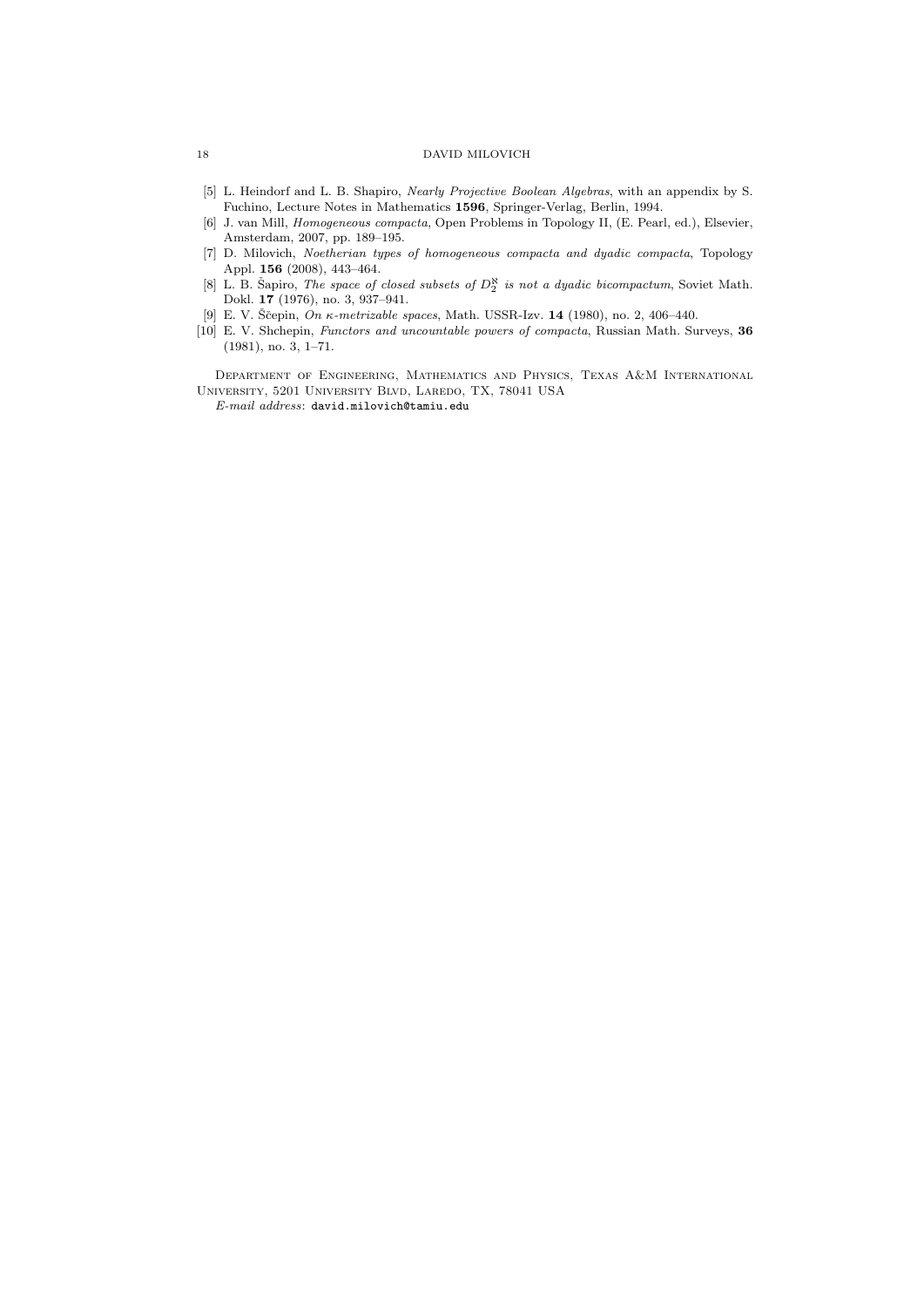[5] L. Heindorf and L. B. Shapiro, *Nearly Projective Boolean Algebras*, with an appendix by S. Fuchino, Lecture Notes in Mathematics **1596**, Springer-Verlag, Berlin, 1994.

[6] J. van Mill, *Homogeneous compacta*, Open Problems in Topology II, (E. Pearl, ed.), Elsevier, Amsterdam, 2007, pp. 189–195.

[7] D. Milovich, *Noetherian types of homogeneous compacta and dyadic compacta*, Topology Appl. **156** (2008), 443–464.

[8] L. B. Šapiro, *The space of closed subsets of $D_2^{\aleph}$ is not a dyadic bicompactum*, Soviet Math. Dokl. **17** (1976), no. 3, 937–941.

[9] E. V. Ščepin, *On $\kappa$-metrizable spaces*, Math. USSR-Izv. **14** (1980), no. 2, 406–440.

[10] E. V. Shchepin, *Functors and uncountable powers of compacta*, Russian Math. Surveys, **36** (1981), no. 3, 1–71.

Department of Engineering, Mathematics and Physics, Texas A&M International University, 5201 University Blvd, Laredo, TX, 78041 USA

*E-mail address*: david.milovich@tamiu.edu